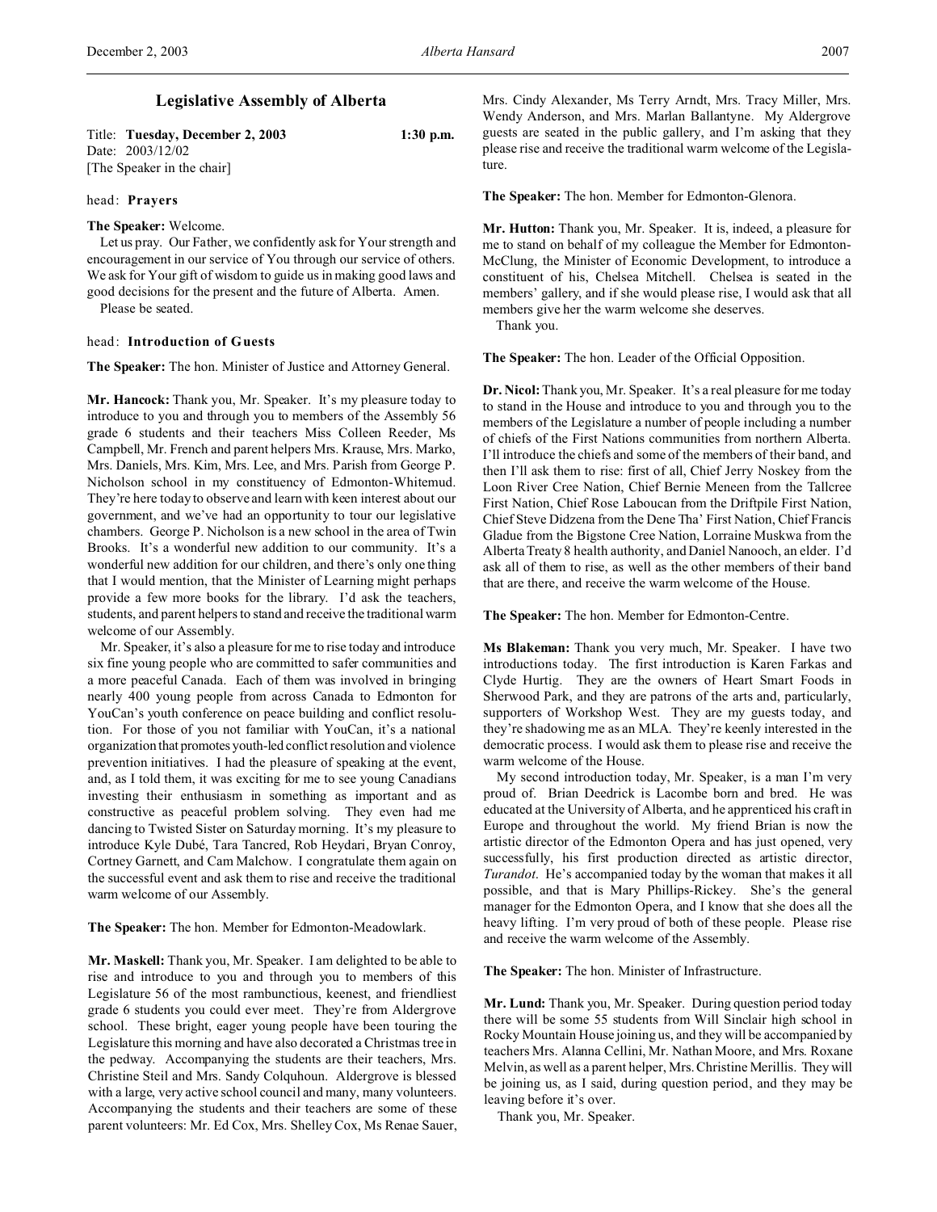# Legislative Assembly of Alberta

Title: **Tuesday, December 2, 2003** **1:30 p.m.**
Date: 2003/12/02
[The Speaker in the chair]

head: **Prayers**

**The Speaker:** Welcome.

Let us pray. Our Father, we confidently ask for Your strength and encouragement in our service of You through our service of others. We ask for Your gift of wisdom to guide us in making good laws and good decisions for the present and the future of Alberta. Amen.

Please be seated.

head: **Introduction of Guests**

**The Speaker:** The hon. Minister of Justice and Attorney General.

**Mr. Hancock:** Thank you, Mr. Speaker. It's my pleasure today to introduce to you and through you to members of the Assembly 56 grade 6 students and their teachers Miss Colleen Reeder, Ms Campbell, Mr. French and parent helpers Mrs. Krause, Mrs. Marko, Mrs. Daniels, Mrs. Kim, Mrs. Lee, and Mrs. Parish from George P. Nicholson school in my constituency of Edmonton-Whitemud. They're here today to observe and learn with keen interest about our government, and we've had an opportunity to tour our legislative chambers. George P. Nicholson is a new school in the area of Twin Brooks. It's a wonderful new addition to our community. It's a wonderful new addition for our children, and there's only one thing that I would mention, that the Minister of Learning might perhaps provide a few more books for the library. I'd ask the teachers, students, and parent helpers to stand and receive the traditional warm welcome of our Assembly.

Mr. Speaker, it's also a pleasure for me to rise today and introduce six fine young people who are committed to safer communities and a more peaceful Canada. Each of them was involved in bringing nearly 400 young people from across Canada to Edmonton for YouCan's youth conference on peace building and conflict resolution. For those of you not familiar with YouCan, it's a national organization that promotes youth-led conflict resolution and violence prevention initiatives. I had the pleasure of speaking at the event, and, as I told them, it was exciting for me to see young Canadians investing their enthusiasm in something as important and as constructive as peaceful problem solving. They even had me dancing to Twisted Sister on Saturday morning. It's my pleasure to introduce Kyle Dubé, Tara Tancred, Rob Heydari, Bryan Conroy, Cortney Garnett, and Cam Malchow. I congratulate them again on the successful event and ask them to rise and receive the traditional warm welcome of our Assembly.

**The Speaker:** The hon. Member for Edmonton-Meadowlark.

**Mr. Maskell:** Thank you, Mr. Speaker. I am delighted to be able to rise and introduce to you and through you to members of this Legislature 56 of the most rambunctious, keenest, and friendliest grade 6 students you could ever meet. They're from Aldergrove school. These bright, eager young people have been touring the Legislature this morning and have also decorated a Christmas tree in the pedway. Accompanying the students are their teachers, Mrs. Christine Steil and Mrs. Sandy Colquhoun. Aldergrove is blessed with a large, very active school council and many, many volunteers. Accompanying the students and their teachers are some of these parent volunteers: Mr. Ed Cox, Mrs. Shelley Cox, Ms Renae Sauer, Mrs. Cindy Alexander, Ms Terry Arndt, Mrs. Tracy Miller, Mrs. Wendy Anderson, and Mrs. Marlan Ballantyne. My Aldergrove guests are seated in the public gallery, and I'm asking that they please rise and receive the traditional warm welcome of the Legislature.

**The Speaker:** The hon. Member for Edmonton-Glenora.

**Mr. Hutton:** Thank you, Mr. Speaker. It is, indeed, a pleasure for me to stand on behalf of my colleague the Member for Edmonton-McClung, the Minister of Economic Development, to introduce a constituent of his, Chelsea Mitchell. Chelsea is seated in the members' gallery, and if she would please rise, I would ask that all members give her the warm welcome she deserves.

Thank you.

**The Speaker:** The hon. Leader of the Official Opposition.

**Dr. Nicol:** Thank you, Mr. Speaker. It's a real pleasure for me today to stand in the House and introduce to you and through you to the members of the Legislature a number of people including a number of chiefs of the First Nations communities from northern Alberta. I'll introduce the chiefs and some of the members of their band, and then I'll ask them to rise: first of all, Chief Jerry Noskey from the Loon River Cree Nation, Chief Bernie Meneen from the Tallcree First Nation, Chief Rose Laboucan from the Driftpile First Nation, Chief Steve Didzena from the Dene Tha' First Nation, Chief Francis Gladue from the Bigstone Cree Nation, Lorraine Muskwa from the Alberta Treaty 8 health authority, and Daniel Nanooch, an elder. I'd ask all of them to rise, as well as the other members of their band that are there, and receive the warm welcome of the House.

**The Speaker:** The hon. Member for Edmonton-Centre.

**Ms Blakeman:** Thank you very much, Mr. Speaker. I have two introductions today. The first introduction is Karen Farkas and Clyde Hurtig. They are the owners of Heart Smart Foods in Sherwood Park, and they are patrons of the arts and, particularly, supporters of Workshop West. They are my guests today, and they're shadowing me as an MLA. They're keenly interested in the democratic process. I would ask them to please rise and receive the warm welcome of the House.

My second introduction today, Mr. Speaker, is a man I'm very proud of. Brian Deedrick is Lacombe born and bred. He was educated at the University of Alberta, and he apprenticed his craft in Europe and throughout the world. My friend Brian is now the artistic director of the Edmonton Opera and has just opened, very successfully, his first production directed as artistic director, *Turandot*. He's accompanied today by the woman that makes it all possible, and that is Mary Phillips-Rickey. She's the general manager for the Edmonton Opera, and I know that she does all the heavy lifting. I'm very proud of both of these people. Please rise and receive the warm welcome of the Assembly.

**The Speaker:** The hon. Minister of Infrastructure.

**Mr. Lund:** Thank you, Mr. Speaker. During question period today there will be some 55 students from Will Sinclair high school in Rocky Mountain House joining us, and they will be accompanied by teachers Mrs. Alanna Cellini, Mr. Nathan Moore, and Mrs. Roxane Melvin, as well as a parent helper, Mrs. Christine Merillis. They will be joining us, as I said, during question period, and they may be leaving before it's over.

Thank you, Mr. Speaker.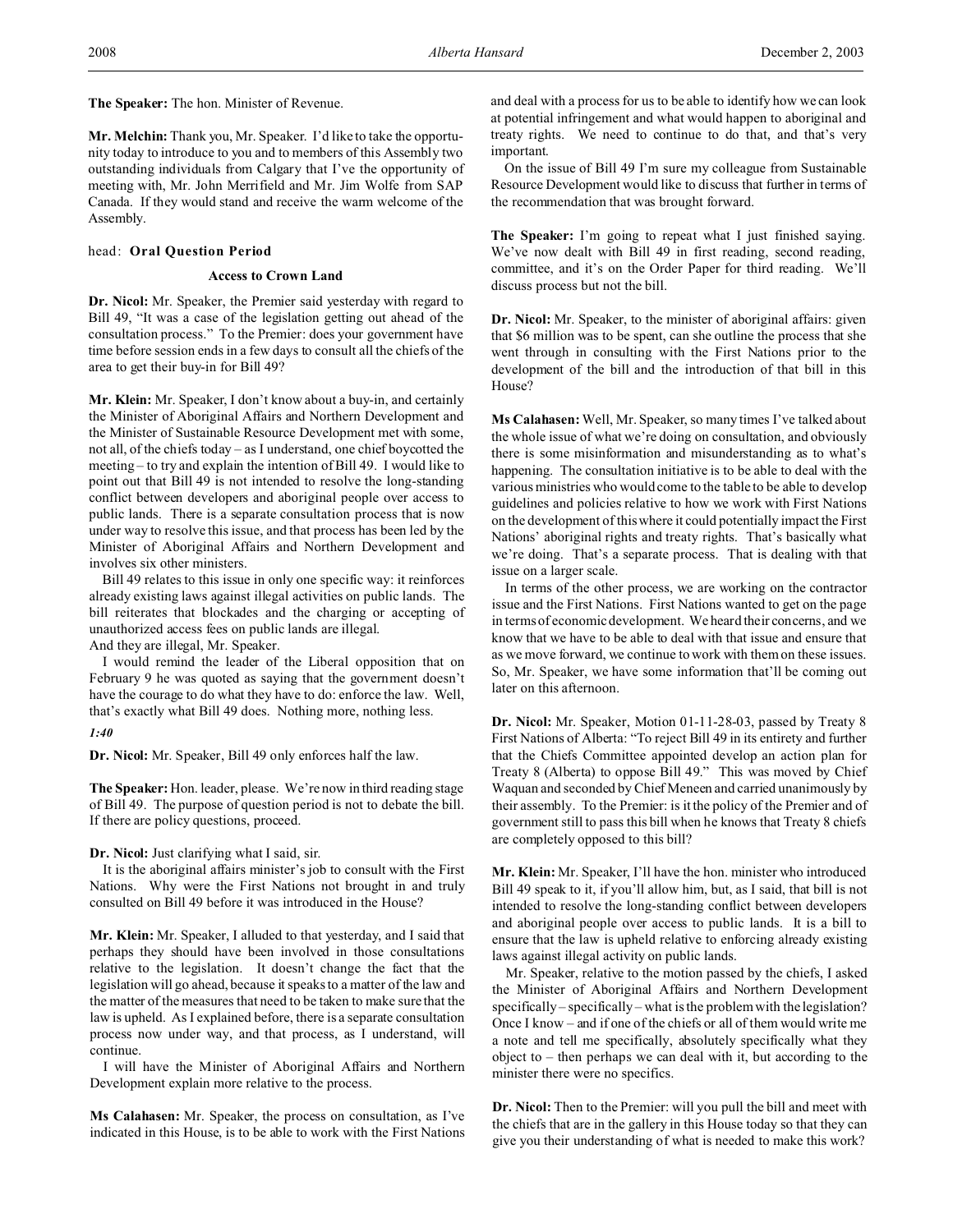**The Speaker:** The hon. Minister of Revenue.

**Mr. Melchin:** Thank you, Mr. Speaker. I'd like to take the opportunity today to introduce to you and to members of this Assembly two outstanding individuals from Calgary that I've the opportunity of meeting with, Mr. John Merrifield and Mr. Jim Wolfe from SAP Canada. If they would stand and receive the warm welcome of the Assembly.

head: **Oral Question Period**

### Access to Crown Land

**Dr. Nicol:** Mr. Speaker, the Premier said yesterday with regard to Bill 49, "It was a case of the legislation getting out ahead of the consultation process." To the Premier: does your government have time before session ends in a few days to consult all the chiefs of the area to get their buy-in for Bill 49?

**Mr. Klein:** Mr. Speaker, I don't know about a buy-in, and certainly the Minister of Aboriginal Affairs and Northern Development and the Minister of Sustainable Resource Development met with some, not all, of the chiefs today – as I understand, one chief boycotted the meeting – to try and explain the intention of Bill 49. I would like to point out that Bill 49 is not intended to resolve the long-standing conflict between developers and aboriginal people over access to public lands. There is a separate consultation process that is now under way to resolve this issue, and that process has been led by the Minister of Aboriginal Affairs and Northern Development and involves six other ministers.

Bill 49 relates to this issue in only one specific way: it reinforces already existing laws against illegal activities on public lands. The bill reiterates that blockades and the charging or accepting of unauthorized access fees on public lands are illegal.

And they are illegal, Mr. Speaker.

I would remind the leader of the Liberal opposition that on February 9 he was quoted as saying that the government doesn't have the courage to do what they have to do: enforce the law. Well, that's exactly what Bill 49 does. Nothing more, nothing less.

*1:40*

**Dr. Nicol:** Mr. Speaker, Bill 49 only enforces half the law.

**The Speaker:** Hon. leader, please. We're now in third reading stage of Bill 49. The purpose of question period is not to debate the bill. If there are policy questions, proceed.

**Dr. Nicol:** Just clarifying what I said, sir.

It is the aboriginal affairs minister's job to consult with the First Nations. Why were the First Nations not brought in and truly consulted on Bill 49 before it was introduced in the House?

**Mr. Klein:** Mr. Speaker, I alluded to that yesterday, and I said that perhaps they should have been involved in those consultations relative to the legislation. It doesn't change the fact that the legislation will go ahead, because it speaks to a matter of the law and the matter of the measures that need to be taken to make sure that the law is upheld. As I explained before, there is a separate consultation process now under way, and that process, as I understand, will continue.

I will have the Minister of Aboriginal Affairs and Northern Development explain more relative to the process.

**Ms Calahasen:** Mr. Speaker, the process on consultation, as I've indicated in this House, is to be able to work with the First Nations and deal with a process for us to be able to identify how we can look at potential infringement and what would happen to aboriginal and treaty rights. We need to continue to do that, and that's very important.

On the issue of Bill 49 I'm sure my colleague from Sustainable Resource Development would like to discuss that further in terms of the recommendation that was brought forward.

**The Speaker:** I'm going to repeat what I just finished saying. We've now dealt with Bill 49 in first reading, second reading, committee, and it's on the Order Paper for third reading. We'll discuss process but not the bill.

**Dr. Nicol:** Mr. Speaker, to the minister of aboriginal affairs: given that $6 million was to be spent, can she outline the process that she went through in consulting with the First Nations prior to the development of the bill and the introduction of that bill in this House?

**Ms Calahasen:** Well, Mr. Speaker, so many times I've talked about the whole issue of what we're doing on consultation, and obviously there is some misinformation and misunderstanding as to what's happening. The consultation initiative is to be able to deal with the various ministries who would come to the table to be able to develop guidelines and policies relative to how we work with First Nations on the development of this where it could potentially impact the First Nations' aboriginal rights and treaty rights. That's basically what we're doing. That's a separate process. That is dealing with that issue on a larger scale.

In terms of the other process, we are working on the contractor issue and the First Nations. First Nations wanted to get on the page in terms of economic development. We heard their concerns, and we know that we have to be able to deal with that issue and ensure that as we move forward, we continue to work with them on these issues. So, Mr. Speaker, we have some information that'll be coming out later on this afternoon.

**Dr. Nicol:** Mr. Speaker, Motion 01-11-28-03, passed by Treaty 8 First Nations of Alberta: "To reject Bill 49 in its entirety and further that the Chiefs Committee appointed develop an action plan for Treaty 8 (Alberta) to oppose Bill 49." This was moved by Chief Waquan and seconded by Chief Meneen and carried unanimously by their assembly. To the Premier: is it the policy of the Premier and of government still to pass this bill when he knows that Treaty 8 chiefs are completely opposed to this bill?

**Mr. Klein:** Mr. Speaker, I'll have the hon. minister who introduced Bill 49 speak to it, if you'll allow him, but, as I said, that bill is not intended to resolve the long-standing conflict between developers and aboriginal people over access to public lands. It is a bill to ensure that the law is upheld relative to enforcing already existing laws against illegal activity on public lands.

Mr. Speaker, relative to the motion passed by the chiefs, I asked the Minister of Aboriginal Affairs and Northern Development specifically – specifically – what is the problem with the legislation? Once I know – and if one of the chiefs or all of them would write me a note and tell me specifically, absolutely specifically what they object to – then perhaps we can deal with it, but according to the minister there were no specifics.

**Dr. Nicol:** Then to the Premier: will you pull the bill and meet with the chiefs that are in the gallery in this House today so that they can give you their understanding of what is needed to make this work?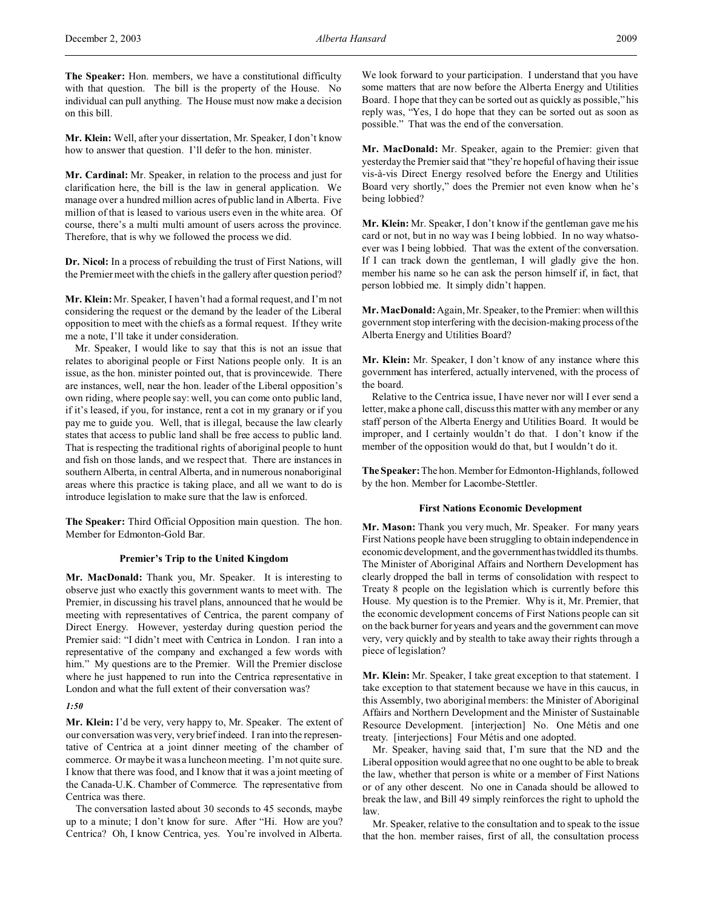**The Speaker:** Hon. members, we have a constitutional difficulty with that question. The bill is the property of the House. No individual can pull anything. The House must now make a decision on this bill.

**Mr. Klein:** Well, after your dissertation, Mr. Speaker, I don't know how to answer that question. I'll defer to the hon. minister.

**Mr. Cardinal:** Mr. Speaker, in relation to the process and just for clarification here, the bill is the law in general application. We manage over a hundred million acres of public land in Alberta. Five million of that is leased to various users even in the white area. Of course, there's a multi multi amount of users across the province. Therefore, that is why we followed the process we did.

**Dr. Nicol:** In a process of rebuilding the trust of First Nations, will the Premier meet with the chiefs in the gallery after question period?

**Mr. Klein:** Mr. Speaker, I haven't had a formal request, and I'm not considering the request or the demand by the leader of the Liberal opposition to meet with the chiefs as a formal request. If they write me a note, I'll take it under consideration.

Mr. Speaker, I would like to say that this is not an issue that relates to aboriginal people or First Nations people only. It is an issue, as the hon. minister pointed out, that is provincewide. There are instances, well, near the hon. leader of the Liberal opposition's own riding, where people say: well, you can come onto public land, if it's leased, if you, for instance, rent a cot in my granary or if you pay me to guide you. Well, that is illegal, because the law clearly states that access to public land shall be free access to public land. That is respecting the traditional rights of aboriginal people to hunt and fish on those lands, and we respect that. There are instances in southern Alberta, in central Alberta, and in numerous nonaboriginal areas where this practice is taking place, and all we want to do is introduce legislation to make sure that the law is enforced.

**The Speaker:** Third Official Opposition main question. The hon. Member for Edmonton-Gold Bar.

### Premier's Trip to the United Kingdom

**Mr. MacDonald:** Thank you, Mr. Speaker. It is interesting to observe just who exactly this government wants to meet with. The Premier, in discussing his travel plans, announced that he would be meeting with representatives of Centrica, the parent company of Direct Energy. However, yesterday during question period the Premier said: "I didn't meet with Centrica in London. I ran into a representative of the company and exchanged a few words with him." My questions are to the Premier. Will the Premier disclose where he just happened to run into the Centrica representative in London and what the full extent of their conversation was?

*1:50*

**Mr. Klein:** I'd be very, very happy to, Mr. Speaker. The extent of our conversation was very, very brief indeed. I ran into the representative of Centrica at a joint dinner meeting of the chamber of commerce. Or maybe it was a luncheon meeting. I'm not quite sure. I know that there was food, and I know that it was a joint meeting of the Canada-U.K. Chamber of Commerce. The representative from Centrica was there.

The conversation lasted about 30 seconds to 45 seconds, maybe up to a minute; I don't know for sure. After "Hi. How are you? Centrica? Oh, I know Centrica, yes. You're involved in Alberta. We look forward to your participation. I understand that you have some matters that are now before the Alberta Energy and Utilities Board. I hope that they can be sorted out as quickly as possible," his reply was, "Yes, I do hope that they can be sorted out as soon as possible." That was the end of the conversation.

**Mr. MacDonald:** Mr. Speaker, again to the Premier: given that yesterday the Premier said that "they're hopeful of having their issue vis-à-vis Direct Energy resolved before the Energy and Utilities Board very shortly," does the Premier not even know when he's being lobbied?

**Mr. Klein:** Mr. Speaker, I don't know if the gentleman gave me his card or not, but in no way was I being lobbied. In no way whatsoever was I being lobbied. That was the extent of the conversation. If I can track down the gentleman, I will gladly give the hon. member his name so he can ask the person himself if, in fact, that person lobbied me. It simply didn't happen.

**Mr. MacDonald:** Again, Mr. Speaker, to the Premier: when will this government stop interfering with the decision-making process of the Alberta Energy and Utilities Board?

**Mr. Klein:** Mr. Speaker, I don't know of any instance where this government has interfered, actually intervened, with the process of the board.

Relative to the Centrica issue, I have never nor will I ever send a letter, make a phone call, discuss this matter with any member or any staff person of the Alberta Energy and Utilities Board. It would be improper, and I certainly wouldn't do that. I don't know if the member of the opposition would do that, but I wouldn't do it.

**The Speaker:** The hon. Member for Edmonton-Highlands, followed by the hon. Member for Lacombe-Stettler.

### First Nations Economic Development

**Mr. Mason:** Thank you very much, Mr. Speaker. For many years First Nations people have been struggling to obtain independence in economic development, and the government has twiddled its thumbs. The Minister of Aboriginal Affairs and Northern Development has clearly dropped the ball in terms of consolidation with respect to Treaty 8 people on the legislation which is currently before this House. My question is to the Premier. Why is it, Mr. Premier, that the economic development concerns of First Nations people can sit on the back burner for years and years and the government can move very, very quickly and by stealth to take away their rights through a piece of legislation?

**Mr. Klein:** Mr. Speaker, I take great exception to that statement. I take exception to that statement because we have in this caucus, in this Assembly, two aboriginal members: the Minister of Aboriginal Affairs and Northern Development and the Minister of Sustainable Resource Development. [interjection] No. One Métis and one treaty. [interjections] Four Métis and one adopted.

Mr. Speaker, having said that, I'm sure that the ND and the Liberal opposition would agree that no one ought to be able to break the law, whether that person is white or a member of First Nations or of any other descent. No one in Canada should be allowed to break the law, and Bill 49 simply reinforces the right to uphold the law.

Mr. Speaker, relative to the consultation and to speak to the issue that the hon. member raises, first of all, the consultation process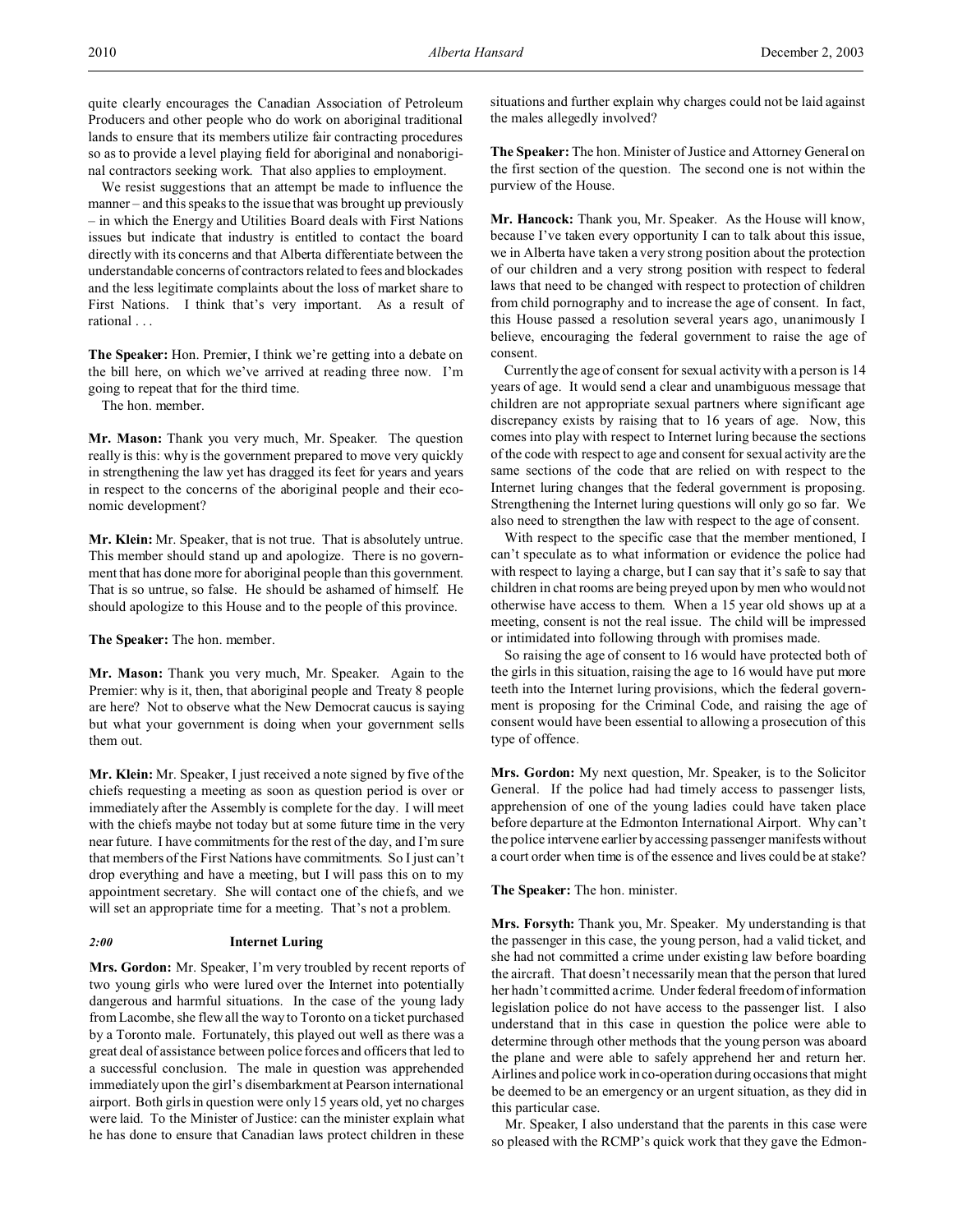quite clearly encourages the Canadian Association of Petroleum Producers and other people who do work on aboriginal traditional lands to ensure that its members utilize fair contracting procedures so as to provide a level playing field for aboriginal and nonaboriginal contractors seeking work. That also applies to employment.

We resist suggestions that an attempt be made to influence the manner – and this speaks to the issue that was brought up previously – in which the Energy and Utilities Board deals with First Nations issues but indicate that industry is entitled to contact the board directly with its concerns and that Alberta differentiate between the understandable concerns of contractors related to fees and blockades and the less legitimate complaints about the loss of market share to First Nations. I think that's very important. As a result of rational . . .

**The Speaker:** Hon. Premier, I think we're getting into a debate on the bill here, on which we've arrived at reading three now. I'm going to repeat that for the third time.

The hon. member.

**Mr. Mason:** Thank you very much, Mr. Speaker. The question really is this: why is the government prepared to move very quickly in strengthening the law yet has dragged its feet for years and years in respect to the concerns of the aboriginal people and their economic development?

**Mr. Klein:** Mr. Speaker, that is not true. That is absolutely untrue. This member should stand up and apologize. There is no government that has done more for aboriginal people than this government. That is so untrue, so false. He should be ashamed of himself. He should apologize to this House and to the people of this province.

**The Speaker:** The hon. member.

**Mr. Mason:** Thank you very much, Mr. Speaker. Again to the Premier: why is it, then, that aboriginal people and Treaty 8 people are here? Not to observe what the New Democrat caucus is saying but what your government is doing when your government sells them out.

**Mr. Klein:** Mr. Speaker, I just received a note signed by five of the chiefs requesting a meeting as soon as question period is over or immediately after the Assembly is complete for the day. I will meet with the chiefs maybe not today but at some future time in the very near future. I have commitments for the rest of the day, and I'm sure that members of the First Nations have commitments. So I just can't drop everything and have a meeting, but I will pass this on to my appointment secretary. She will contact one of the chiefs, and we will set an appropriate time for a meeting. That's not a problem.

### *2:00* Internet Luring

**Mrs. Gordon:** Mr. Speaker, I'm very troubled by recent reports of two young girls who were lured over the Internet into potentially dangerous and harmful situations. In the case of the young lady from Lacombe, she flew all the way to Toronto on a ticket purchased by a Toronto male. Fortunately, this played out well as there was a great deal of assistance between police forces and officers that led to a successful conclusion. The male in question was apprehended immediately upon the girl's disembarkment at Pearson international airport. Both girls in question were only 15 years old, yet no charges were laid. To the Minister of Justice: can the minister explain what he has done to ensure that Canadian laws protect children in these situations and further explain why charges could not be laid against the males allegedly involved?

**The Speaker:** The hon. Minister of Justice and Attorney General on the first section of the question. The second one is not within the purview of the House.

**Mr. Hancock:** Thank you, Mr. Speaker. As the House will know, because I've taken every opportunity I can to talk about this issue, we in Alberta have taken a very strong position about the protection of our children and a very strong position with respect to federal laws that need to be changed with respect to protection of children from child pornography and to increase the age of consent. In fact, this House passed a resolution several years ago, unanimously I believe, encouraging the federal government to raise the age of consent.

Currently the age of consent for sexual activity with a person is 14 years of age. It would send a clear and unambiguous message that children are not appropriate sexual partners where significant age discrepancy exists by raising that to 16 years of age. Now, this comes into play with respect to Internet luring because the sections of the code with respect to age and consent for sexual activity are the same sections of the code that are relied on with respect to the Internet luring changes that the federal government is proposing. Strengthening the Internet luring questions will only go so far. We also need to strengthen the law with respect to the age of consent.

With respect to the specific case that the member mentioned, I can't speculate as to what information or evidence the police had with respect to laying a charge, but I can say that it's safe to say that children in chat rooms are being preyed upon by men who would not otherwise have access to them. When a 15 year old shows up at a meeting, consent is not the real issue. The child will be impressed or intimidated into following through with promises made.

So raising the age of consent to 16 would have protected both of the girls in this situation, raising the age to 16 would have put more teeth into the Internet luring provisions, which the federal government is proposing for the Criminal Code, and raising the age of consent would have been essential to allowing a prosecution of this type of offence.

**Mrs. Gordon:** My next question, Mr. Speaker, is to the Solicitor General. If the police had had timely access to passenger lists, apprehension of one of the young ladies could have taken place before departure at the Edmonton International Airport. Why can't the police intervene earlier by accessing passenger manifests without a court order when time is of the essence and lives could be at stake?

**The Speaker:** The hon. minister.

**Mrs. Forsyth:** Thank you, Mr. Speaker. My understanding is that the passenger in this case, the young person, had a valid ticket, and she had not committed a crime under existing law before boarding the aircraft. That doesn't necessarily mean that the person that lured her hadn't committed a crime. Under federal freedom of information legislation police do not have access to the passenger list. I also understand that in this case in question the police were able to determine through other methods that the young person was aboard the plane and were able to safely apprehend her and return her. Airlines and police work in co-operation during occasions that might be deemed to be an emergency or an urgent situation, as they did in this particular case.

Mr. Speaker, I also understand that the parents in this case were so pleased with the RCMP's quick work that they gave the Edmon-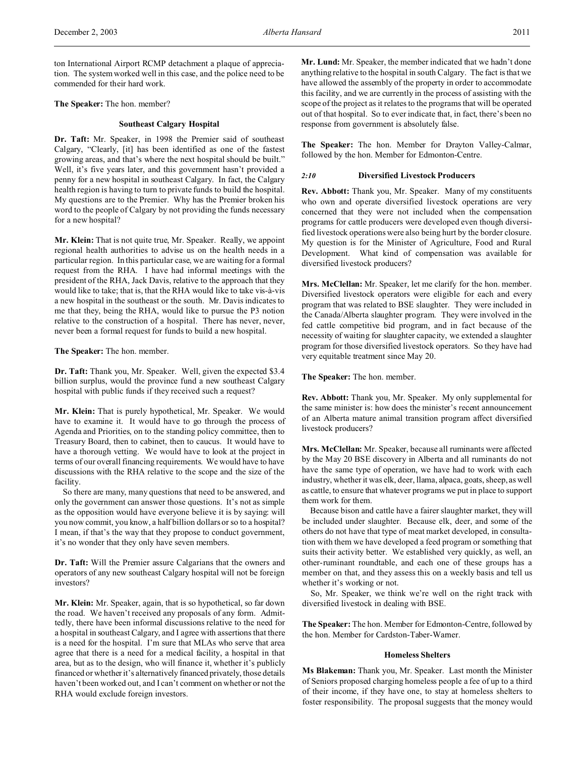ton International Airport RCMP detachment a plaque of appreciation. The system worked well in this case, and the police need to be commended for their hard work.

**The Speaker:** The hon. member?

### Southeast Calgary Hospital

**Dr. Taft:** Mr. Speaker, in 1998 the Premier said of southeast Calgary, "Clearly, [it] has been identified as one of the fastest growing areas, and that's where the next hospital should be built." Well, it's five years later, and this government hasn't provided a penny for a new hospital in southeast Calgary. In fact, the Calgary health region is having to turn to private funds to build the hospital. My questions are to the Premier. Why has the Premier broken his word to the people of Calgary by not providing the funds necessary for a new hospital?

**Mr. Klein:** That is not quite true, Mr. Speaker. Really, we appoint regional health authorities to advise us on the health needs in a particular region. In this particular case, we are waiting for a formal request from the RHA. I have had informal meetings with the president of the RHA, Jack Davis, relative to the approach that they would like to take; that is, that the RHA would like to take vis-à-vis a new hospital in the southeast or the south. Mr. Davis indicates to me that they, being the RHA, would like to pursue the P3 notion relative to the construction of a hospital. There has never, never, never been a formal request for funds to build a new hospital.

**The Speaker:** The hon. member.

**Dr. Taft:** Thank you, Mr. Speaker. Well, given the expected $3.4 billion surplus, would the province fund a new southeast Calgary hospital with public funds if they received such a request?

**Mr. Klein:** That is purely hypothetical, Mr. Speaker. We would have to examine it. It would have to go through the process of Agenda and Priorities, on to the standing policy committee, then to Treasury Board, then to cabinet, then to caucus. It would have to have a thorough vetting. We would have to look at the project in terms of our overall financing requirements. We would have to have discussions with the RHA relative to the scope and the size of the facility.

So there are many, many questions that need to be answered, and only the government can answer those questions. It's not as simple as the opposition would have everyone believe it is by saying: will you now commit, you know, a half billion dollars or so to a hospital? I mean, if that's the way that they propose to conduct government, it's no wonder that they only have seven members.

**Dr. Taft:** Will the Premier assure Calgarians that the owners and operators of any new southeast Calgary hospital will not be foreign investors?

**Mr. Klein:** Mr. Speaker, again, that is so hypothetical, so far down the road. We haven't received any proposals of any form. Admittedly, there have been informal discussions relative to the need for a hospital in southeast Calgary, and I agree with assertions that there is a need for the hospital. I'm sure that MLAs who serve that area agree that there is a need for a medical facility, a hospital in that area, but as to the design, who will finance it, whether it's publicly financed or whether it's alternatively financed privately, those details haven't been worked out, and I can't comment on whether or not the RHA would exclude foreign investors.

**Mr. Lund:** Mr. Speaker, the member indicated that we hadn't done anything relative to the hospital in south Calgary. The fact is that we have allowed the assembly of the property in order to accommodate this facility, and we are currently in the process of assisting with the scope of the project as it relates to the programs that will be operated out of that hospital. So to ever indicate that, in fact, there's been no response from government is absolutely false.

**The Speaker:** The hon. Member for Drayton Valley-Calmar, followed by the hon. Member for Edmonton-Centre.

### *2:10* Diversified Livestock Producers

**Rev. Abbott:** Thank you, Mr. Speaker. Many of my constituents who own and operate diversified livestock operations are very concerned that they were not included when the compensation programs for cattle producers were developed even though diversified livestock operations were also being hurt by the border closure. My question is for the Minister of Agriculture, Food and Rural Development. What kind of compensation was available for diversified livestock producers?

**Mrs. McClellan:** Mr. Speaker, let me clarify for the hon. member. Diversified livestock operators were eligible for each and every program that was related to BSE slaughter. They were included in the Canada/Alberta slaughter program. They were involved in the fed cattle competitive bid program, and in fact because of the necessity of waiting for slaughter capacity, we extended a slaughter program for those diversified livestock operators. So they have had very equitable treatment since May 20.

**The Speaker:** The hon. member.

**Rev. Abbott:** Thank you, Mr. Speaker. My only supplemental for the same minister is: how does the minister's recent announcement of an Alberta mature animal transition program affect diversified livestock producers?

**Mrs. McClellan:** Mr. Speaker, because all ruminants were affected by the May 20 BSE discovery in Alberta and all ruminants do not have the same type of operation, we have had to work with each industry, whether it was elk, deer, llama, alpaca, goats, sheep, as well as cattle, to ensure that whatever programs we put in place to support them work for them.

Because bison and cattle have a fairer slaughter market, they will be included under slaughter. Because elk, deer, and some of the others do not have that type of meat market developed, in consultation with them we have developed a feed program or something that suits their activity better. We established very quickly, as well, an other-ruminant roundtable, and each one of these groups has a member on that, and they assess this on a weekly basis and tell us whether it's working or not.

So, Mr. Speaker, we think we're well on the right track with diversified livestock in dealing with BSE.

**The Speaker:** The hon. Member for Edmonton-Centre, followed by the hon. Member for Cardston-Taber-Warner.

### Homeless Shelters

**Ms Blakeman:** Thank you, Mr. Speaker. Last month the Minister of Seniors proposed charging homeless people a fee of up to a third of their income, if they have one, to stay at homeless shelters to foster responsibility. The proposal suggests that the money would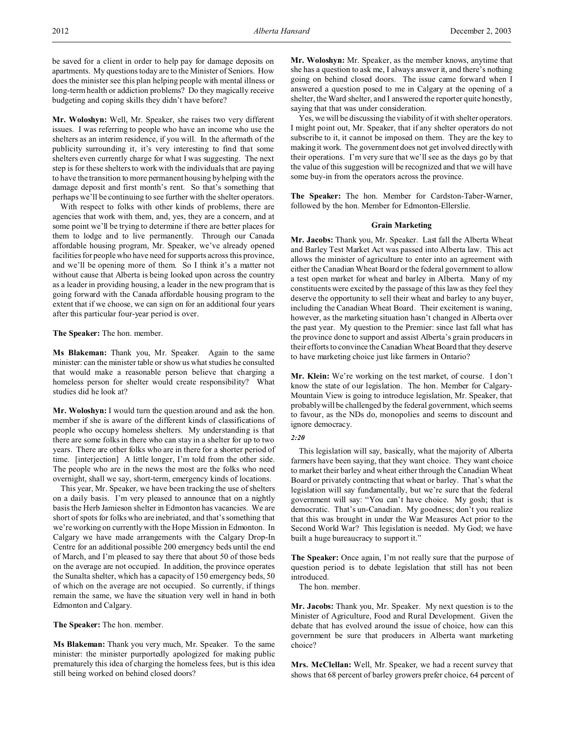be saved for a client in order to help pay for damage deposits on apartments. My questions today are to the Minister of Seniors. How does the minister see this plan helping people with mental illness or long-term health or addiction problems? Do they magically receive budgeting and coping skills they didn't have before?

**Mr. Woloshyn:** Well, Mr. Speaker, she raises two very different issues. I was referring to people who have an income who use the shelters as an interim residence, if you will. In the aftermath of the publicity surrounding it, it's very interesting to find that some shelters even currently charge for what I was suggesting. The next step is for these shelters to work with the individuals that are paying to have the transition to more permanent housing by helping with the damage deposit and first month's rent. So that's something that perhaps we'll be continuing to see further with the shelter operators.

With respect to folks with other kinds of problems, there are agencies that work with them, and, yes, they are a concern, and at some point we'll be trying to determine if there are better places for them to lodge and to live permanently. Through our Canada affordable housing program, Mr. Speaker, we've already opened facilities for people who have need for supports across this province, and we'll be opening more of them. So I think it's a matter not without cause that Alberta is being looked upon across the country as a leader in providing housing, a leader in the new program that is going forward with the Canada affordable housing program to the extent that if we choose, we can sign on for an additional four years after this particular four-year period is over.

**The Speaker:** The hon. member.

**Ms Blakeman:** Thank you, Mr. Speaker. Again to the same minister: can the minister table or show us what studies he consulted that would make a reasonable person believe that charging a homeless person for shelter would create responsibility? What studies did he look at?

**Mr. Woloshyn:** I would turn the question around and ask the hon. member if she is aware of the different kinds of classifications of people who occupy homeless shelters. My understanding is that there are some folks in there who can stay in a shelter for up to two years. There are other folks who are in there for a shorter period of time. [interjection] A little longer, I'm told from the other side. The people who are in the news the most are the folks who need overnight, shall we say, short-term, emergency kinds of locations.

This year, Mr. Speaker, we have been tracking the use of shelters on a daily basis. I'm very pleased to announce that on a nightly basis the Herb Jamieson shelter in Edmonton has vacancies. We are short of spots for folks who are inebriated, and that's something that we're working on currently with the Hope Mission in Edmonton. In Calgary we have made arrangements with the Calgary Drop-In Centre for an additional possible 200 emergency beds until the end of March, and I'm pleased to say there that about 50 of those beds on the average are not occupied. In addition, the province operates the Sunalta shelter, which has a capacity of 150 emergency beds, 50 of which on the average are not occupied. So currently, if things remain the same, we have the situation very well in hand in both Edmonton and Calgary.

**The Speaker:** The hon. member.

**Ms Blakeman:** Thank you very much, Mr. Speaker. To the same minister: the minister purportedly apologized for making public prematurely this idea of charging the homeless fees, but is this idea still being worked on behind closed doors?

**Mr. Woloshyn:** Mr. Speaker, as the member knows, anytime that she has a question to ask me, I always answer it, and there's nothing going on behind closed doors. The issue came forward when I answered a question posed to me in Calgary at the opening of a shelter, the Ward shelter, and I answered the reporter quite honestly, saying that that was under consideration.

Yes, we will be discussing the viability of it with shelter operators. I might point out, Mr. Speaker, that if any shelter operators do not subscribe to it, it cannot be imposed on them. They are the key to making it work. The government does not get involved directly with their operations. I'm very sure that we'll see as the days go by that the value of this suggestion will be recognized and that we will have some buy-in from the operators across the province.

**The Speaker:** The hon. Member for Cardston-Taber-Warner, followed by the hon. Member for Edmonton-Ellerslie.

### Grain Marketing

**Mr. Jacobs:** Thank you, Mr. Speaker. Last fall the Alberta Wheat and Barley Test Market Act was passed into Alberta law. This act allows the minister of agriculture to enter into an agreement with either the Canadian Wheat Board or the federal government to allow a test open market for wheat and barley in Alberta. Many of my constituents were excited by the passage of this law as they feel they deserve the opportunity to sell their wheat and barley to any buyer, including the Canadian Wheat Board. Their excitement is waning, however, as the marketing situation hasn't changed in Alberta over the past year. My question to the Premier: since last fall what has the province done to support and assist Alberta's grain producers in their efforts to convince the Canadian Wheat Board that they deserve to have marketing choice just like farmers in Ontario?

**Mr. Klein:** We're working on the test market, of course. I don't know the state of our legislation. The hon. Member for Calgary-Mountain View is going to introduce legislation, Mr. Speaker, that probably will be challenged by the federal government, which seems to favour, as the NDs do, monopolies and seems to discount and ignore democracy.

*2:20*

This legislation will say, basically, what the majority of Alberta farmers have been saying, that they want choice. They want choice to market their barley and wheat either through the Canadian Wheat Board or privately contracting that wheat or barley. That's what the legislation will say fundamentally, but we're sure that the federal government will say: "You can't have choice. My gosh; that is democratic. That's un-Canadian. My goodness; don't you realize that this was brought in under the War Measures Act prior to the Second World War? This legislation is needed. My God; we have built a huge bureaucracy to support it."

**The Speaker:** Once again, I'm not really sure that the purpose of question period is to debate legislation that still has not been introduced.

The hon. member.

**Mr. Jacobs:** Thank you, Mr. Speaker. My next question is to the Minister of Agriculture, Food and Rural Development. Given the debate that has evolved around the issue of choice, how can this government be sure that producers in Alberta want marketing choice?

**Mrs. McClellan:** Well, Mr. Speaker, we had a recent survey that shows that 68 percent of barley growers prefer choice, 64 percent of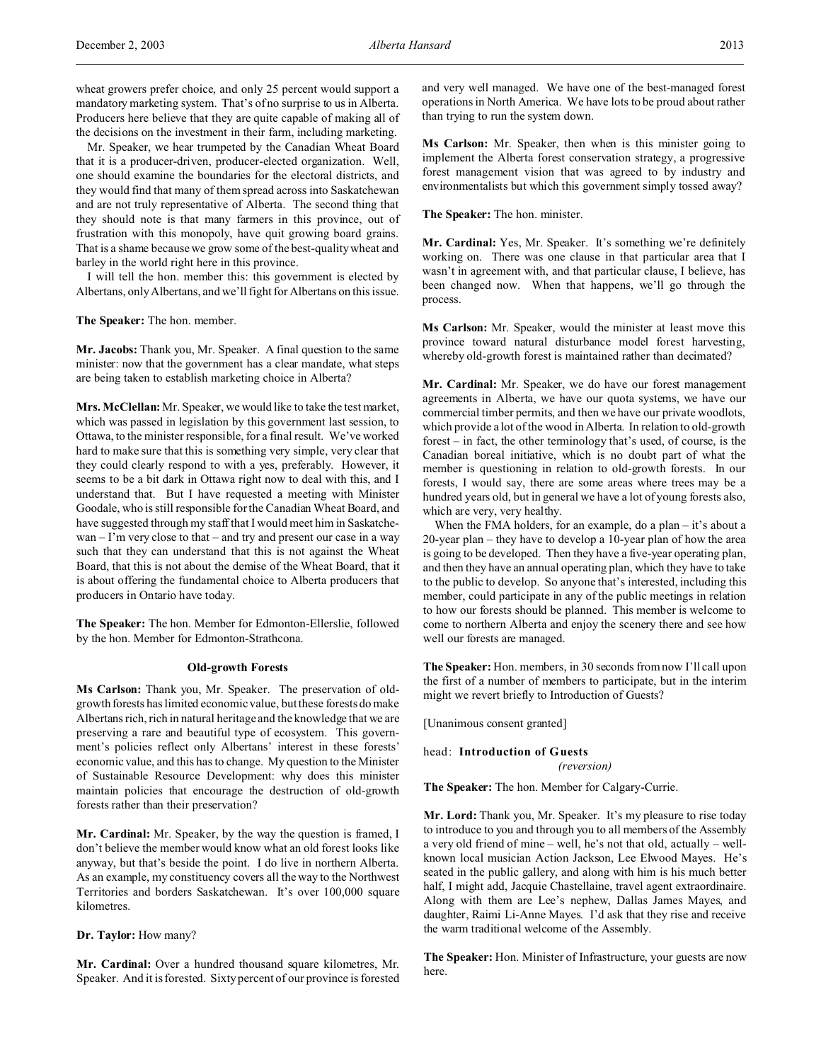wheat growers prefer choice, and only 25 percent would support a mandatory marketing system. That's of no surprise to us in Alberta. Producers here believe that they are quite capable of making all of the decisions on the investment in their farm, including marketing.

Mr. Speaker, we hear trumpeted by the Canadian Wheat Board that it is a producer-driven, producer-elected organization. Well, one should examine the boundaries for the electoral districts, and they would find that many of them spread across into Saskatchewan and are not truly representative of Alberta. The second thing that they should note is that many farmers in this province, out of frustration with this monopoly, have quit growing board grains. That is a shame because we grow some of the best-quality wheat and barley in the world right here in this province.

I will tell the hon. member this: this government is elected by Albertans, only Albertans, and we'll fight for Albertans on this issue.

**The Speaker:** The hon. member.

**Mr. Jacobs:** Thank you, Mr. Speaker. A final question to the same minister: now that the government has a clear mandate, what steps are being taken to establish marketing choice in Alberta?

**Mrs. McClellan:** Mr. Speaker, we would like to take the test market, which was passed in legislation by this government last session, to Ottawa, to the minister responsible, for a final result. We've worked hard to make sure that this is something very simple, very clear that they could clearly respond to with a yes, preferably. However, it seems to be a bit dark in Ottawa right now to deal with this, and I understand that. But I have requested a meeting with Minister Goodale, who is still responsible for the Canadian Wheat Board, and have suggested through my staff that I would meet him in Saskatchewan – I'm very close to that – and try and present our case in a way such that they can understand that this is not against the Wheat Board, that this is not about the demise of the Wheat Board, that it is about offering the fundamental choice to Alberta producers that producers in Ontario have today.

**The Speaker:** The hon. Member for Edmonton-Ellerslie, followed by the hon. Member for Edmonton-Strathcona.

## Old-growth Forests

**Ms Carlson:** Thank you, Mr. Speaker. The preservation of old-growth forests has limited economic value, but these forests do make Albertans rich, rich in natural heritage and the knowledge that we are preserving a rare and beautiful type of ecosystem. This government's policies reflect only Albertans' interest in these forests' economic value, and this has to change. My question to the Minister of Sustainable Resource Development: why does this minister maintain policies that encourage the destruction of old-growth forests rather than their preservation?

**Mr. Cardinal:** Mr. Speaker, by the way the question is framed, I don't believe the member would know what an old forest looks like anyway, but that's beside the point. I do live in northern Alberta. As an example, my constituency covers all the way to the Northwest Territories and borders Saskatchewan. It's over 100,000 square kilometres.

**Dr. Taylor:** How many?

**Mr. Cardinal:** Over a hundred thousand square kilometres, Mr. Speaker. And it is forested. Sixty percent of our province is forested and very well managed. We have one of the best-managed forest operations in North America. We have lots to be proud about rather than trying to run the system down.

**Ms Carlson:** Mr. Speaker, then when is this minister going to implement the Alberta forest conservation strategy, a progressive forest management vision that was agreed to by industry and environmentalists but which this government simply tossed away?

**The Speaker:** The hon. minister.

**Mr. Cardinal:** Yes, Mr. Speaker. It's something we're definitely working on. There was one clause in that particular area that I wasn't in agreement with, and that particular clause, I believe, has been changed now. When that happens, we'll go through the process.

**Ms Carlson:** Mr. Speaker, would the minister at least move this province toward natural disturbance model forest harvesting, whereby old-growth forest is maintained rather than decimated?

**Mr. Cardinal:** Mr. Speaker, we do have our forest management agreements in Alberta, we have our quota systems, we have our commercial timber permits, and then we have our private woodlots, which provide a lot of the wood in Alberta. In relation to old-growth forest – in fact, the other terminology that's used, of course, is the Canadian boreal initiative, which is no doubt part of what the member is questioning in relation to old-growth forests. In our forests, I would say, there are some areas where trees may be a hundred years old, but in general we have a lot of young forests also, which are very, very healthy.

When the FMA holders, for an example, do a plan – it's about a 20-year plan – they have to develop a 10-year plan of how the area is going to be developed. Then they have a five-year operating plan, and then they have an annual operating plan, which they have to take to the public to develop. So anyone that's interested, including this member, could participate in any of the public meetings in relation to how our forests should be planned. This member is welcome to come to northern Alberta and enjoy the scenery there and see how well our forests are managed.

**The Speaker:** Hon. members, in 30 seconds from now I'll call upon the first of a number of members to participate, but in the interim might we revert briefly to Introduction of Guests?

[Unanimous consent granted]

head: **Introduction of Guests**
*(reversion)*

**The Speaker:** The hon. Member for Calgary-Currie.

**Mr. Lord:** Thank you, Mr. Speaker. It's my pleasure to rise today to introduce to you and through you to all members of the Assembly a very old friend of mine – well, he's not that old, actually – well-known local musician Action Jackson, Lee Elwood Mayes. He's seated in the public gallery, and along with him is his much better half, I might add, Jacquie Chastellaine, travel agent extraordinaire. Along with them are Lee's nephew, Dallas James Mayes, and daughter, Raimi Li-Anne Mayes. I'd ask that they rise and receive the warm traditional welcome of the Assembly.

**The Speaker:** Hon. Minister of Infrastructure, your guests are now here.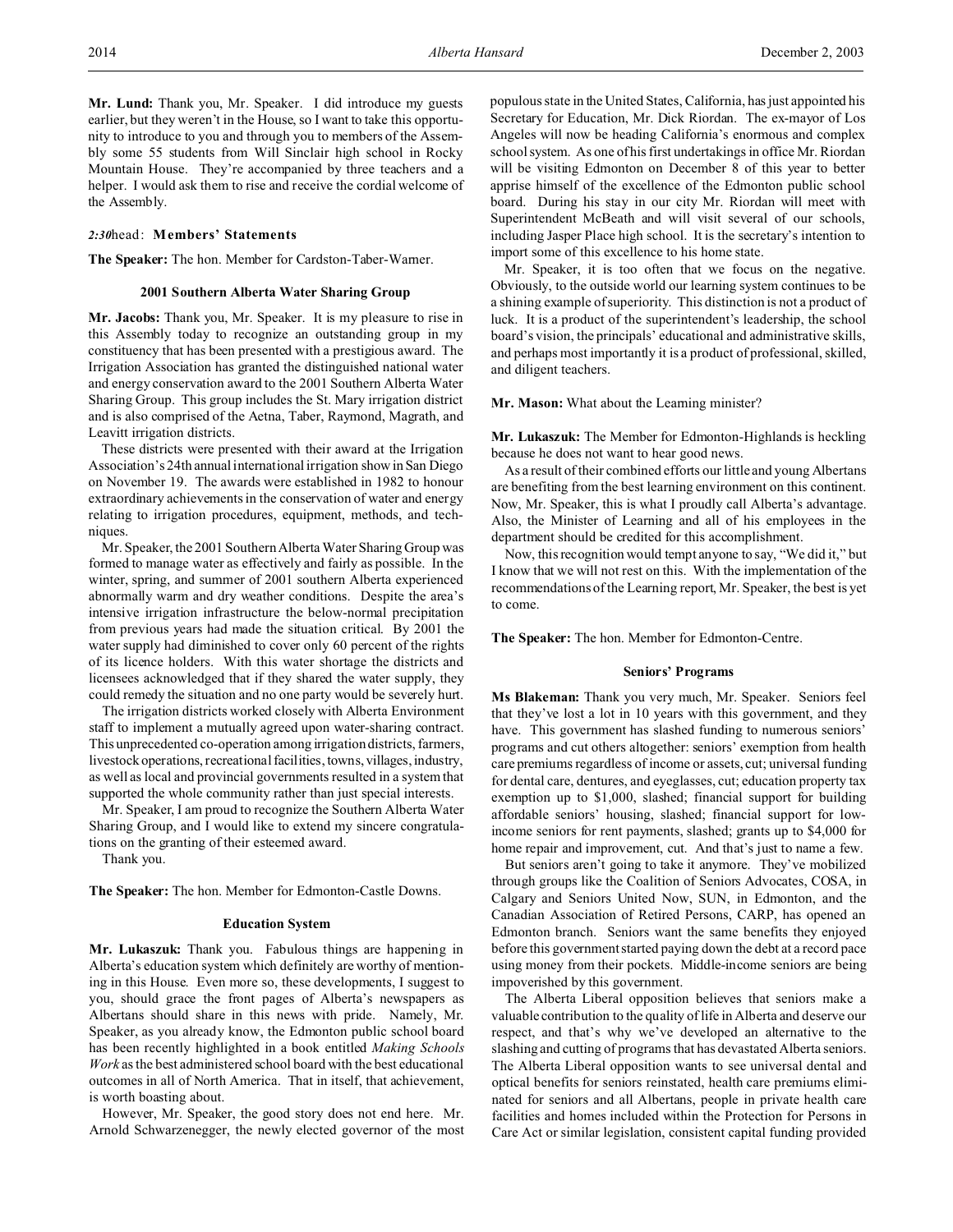**Mr. Lund:** Thank you, Mr. Speaker. I did introduce my guests earlier, but they weren't in the House, so I want to take this opportunity to introduce to you and through you to members of the Assembly some 55 students from Will Sinclair high school in Rocky Mountain House. They're accompanied by three teachers and a helper. I would ask them to rise and receive the cordial welcome of the Assembly.

*2:30* head: **Members' Statements**

**The Speaker:** The hon. Member for Cardston-Taber-Warner.

### 2001 Southern Alberta Water Sharing Group

**Mr. Jacobs:** Thank you, Mr. Speaker. It is my pleasure to rise in this Assembly today to recognize an outstanding group in my constituency that has been presented with a prestigious award. The Irrigation Association has granted the distinguished national water and energy conservation award to the 2001 Southern Alberta Water Sharing Group. This group includes the St. Mary irrigation district and is also comprised of the Aetna, Taber, Raymond, Magrath, and Leavitt irrigation districts.

These districts were presented with their award at the Irrigation Association's 24th annual international irrigation show in San Diego on November 19. The awards were established in 1982 to honour extraordinary achievements in the conservation of water and energy relating to irrigation procedures, equipment, methods, and techniques.

Mr. Speaker, the 2001 Southern Alberta Water Sharing Group was formed to manage water as effectively and fairly as possible. In the winter, spring, and summer of 2001 southern Alberta experienced abnormally warm and dry weather conditions. Despite the area's intensive irrigation infrastructure the below-normal precipitation from previous years had made the situation critical. By 2001 the water supply had diminished to cover only 60 percent of the rights of its licence holders. With this water shortage the districts and licensees acknowledged that if they shared the water supply, they could remedy the situation and no one party would be severely hurt.

The irrigation districts worked closely with Alberta Environment staff to implement a mutually agreed upon water-sharing contract. This unprecedented co-operation among irrigation districts, farmers, livestock operations, recreational facilities, towns, villages, industry, as well as local and provincial governments resulted in a system that supported the whole community rather than just special interests.

Mr. Speaker, I am proud to recognize the Southern Alberta Water Sharing Group, and I would like to extend my sincere congratulations on the granting of their esteemed award.

Thank you.

**The Speaker:** The hon. Member for Edmonton-Castle Downs.

### Education System

**Mr. Lukaszuk:** Thank you. Fabulous things are happening in Alberta's education system which definitely are worthy of mentioning in this House. Even more so, these developments, I suggest to you, should grace the front pages of Alberta's newspapers as Albertans should share in this news with pride. Namely, Mr. Speaker, as you already know, the Edmonton public school board has been recently highlighted in a book entitled *Making Schools Work* as the best administered school board with the best educational outcomes in all of North America. That in itself, that achievement, is worth boasting about.

However, Mr. Speaker, the good story does not end here. Mr. Arnold Schwarzenegger, the newly elected governor of the most populous state in the United States, California, has just appointed his Secretary for Education, Mr. Dick Riordan. The ex-mayor of Los Angeles will now be heading California's enormous and complex school system. As one of his first undertakings in office Mr. Riordan will be visiting Edmonton on December 8 of this year to better apprise himself of the excellence of the Edmonton public school board. During his stay in our city Mr. Riordan will meet with Superintendent McBeath and will visit several of our schools, including Jasper Place high school. It is the secretary's intention to import some of this excellence to his home state.

Mr. Speaker, it is too often that we focus on the negative. Obviously, to the outside world our learning system continues to be a shining example of superiority. This distinction is not a product of luck. It is a product of the superintendent's leadership, the school board's vision, the principals' educational and administrative skills, and perhaps most importantly it is a product of professional, skilled, and diligent teachers.

**Mr. Mason:** What about the Learning minister?

**Mr. Lukaszuk:** The Member for Edmonton-Highlands is heckling because he does not want to hear good news.

As a result of their combined efforts our little and young Albertans are benefiting from the best learning environment on this continent. Now, Mr. Speaker, this is what I proudly call Alberta's advantage. Also, the Minister of Learning and all of his employees in the department should be credited for this accomplishment.

Now, this recognition would tempt anyone to say, "We did it," but I know that we will not rest on this. With the implementation of the recommendations of the Learning report, Mr. Speaker, the best is yet to come.

**The Speaker:** The hon. Member for Edmonton-Centre.

### Seniors' Programs

**Ms Blakeman:** Thank you very much, Mr. Speaker. Seniors feel that they've lost a lot in 10 years with this government, and they have. This government has slashed funding to numerous seniors' programs and cut others altogether: seniors' exemption from health care premiums regardless of income or assets, cut; universal funding for dental care, dentures, and eyeglasses, cut; education property tax exemption up to $1,000, slashed; financial support for building affordable seniors' housing, slashed; financial support for low-income seniors for rent payments, slashed; grants up to $4,000 for home repair and improvement, cut. And that's just to name a few.

But seniors aren't going to take it anymore. They've mobilized through groups like the Coalition of Seniors Advocates, COSA, in Calgary and Seniors United Now, SUN, in Edmonton, and the Canadian Association of Retired Persons, CARP, has opened an Edmonton branch. Seniors want the same benefits they enjoyed before this government started paying down the debt at a record pace using money from their pockets. Middle-income seniors are being impoverished by this government.

The Alberta Liberal opposition believes that seniors make a valuable contribution to the quality of life in Alberta and deserve our respect, and that's why we've developed an alternative to the slashing and cutting of programs that has devastated Alberta seniors. The Alberta Liberal opposition wants to see universal dental and optical benefits for seniors reinstated, health care premiums eliminated for seniors and all Albertans, people in private health care facilities and homes included within the Protection for Persons in Care Act or similar legislation, consistent capital funding provided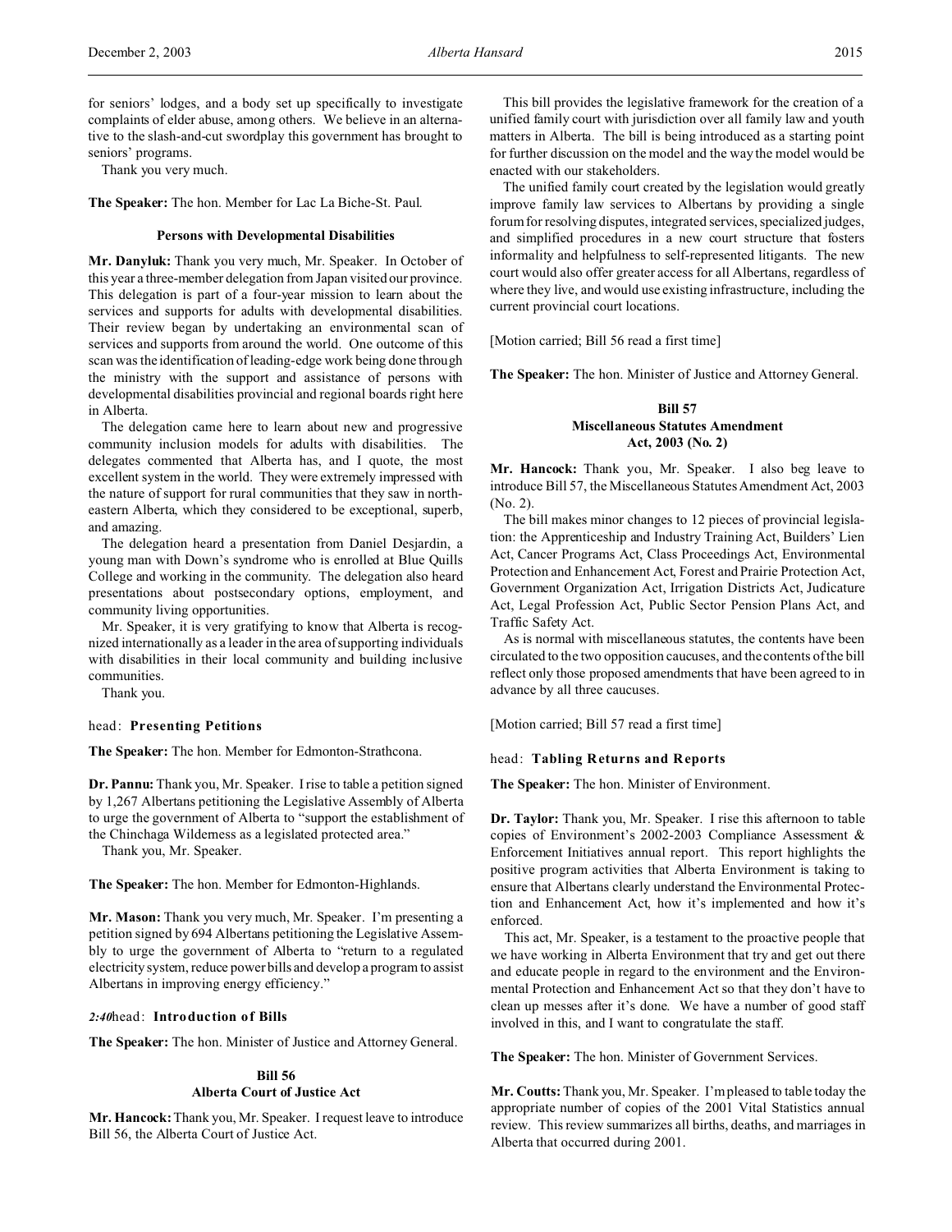for seniors' lodges, and a body set up specifically to investigate complaints of elder abuse, among others. We believe in an alternative to the slash-and-cut swordplay this government has brought to seniors' programs.

Thank you very much.

**The Speaker:** The hon. Member for Lac La Biche-St. Paul.

#### Persons with Developmental Disabilities

**Mr. Danyluk:** Thank you very much, Mr. Speaker. In October of this year a three-member delegation from Japan visited our province. This delegation is part of a four-year mission to learn about the services and supports for adults with developmental disabilities. Their review began by undertaking an environmental scan of services and supports from around the world. One outcome of this scan was the identification of leading-edge work being done through the ministry with the support and assistance of persons with developmental disabilities provincial and regional boards right here in Alberta.

The delegation came here to learn about new and progressive community inclusion models for adults with disabilities. The delegates commented that Alberta has, and I quote, the most excellent system in the world. They were extremely impressed with the nature of support for rural communities that they saw in northeastern Alberta, which they considered to be exceptional, superb, and amazing.

The delegation heard a presentation from Daniel Desjardin, a young man with Down's syndrome who is enrolled at Blue Quills College and working in the community. The delegation also heard presentations about postsecondary options, employment, and community living opportunities.

Mr. Speaker, it is very gratifying to know that Alberta is recognized internationally as a leader in the area of supporting individuals with disabilities in their local community and building inclusive communities.

Thank you.

head: **Presenting Petitions**

**The Speaker:** The hon. Member for Edmonton-Strathcona.

**Dr. Pannu:** Thank you, Mr. Speaker. I rise to table a petition signed by 1,267 Albertans petitioning the Legislative Assembly of Alberta to urge the government of Alberta to "support the establishment of the Chinchaga Wilderness as a legislated protected area."

Thank you, Mr. Speaker.

**The Speaker:** The hon. Member for Edmonton-Highlands.

**Mr. Mason:** Thank you very much, Mr. Speaker. I'm presenting a petition signed by 694 Albertans petitioning the Legislative Assembly to urge the government of Alberta to "return to a regulated electricity system, reduce power bills and develop a program to assist Albertans in improving energy efficiency."

*2:40* head: **Introduction of Bills**

**The Speaker:** The hon. Minister of Justice and Attorney General.

#### Bill 56
#### Alberta Court of Justice Act

**Mr. Hancock:** Thank you, Mr. Speaker. I request leave to introduce Bill 56, the Alberta Court of Justice Act.

This bill provides the legislative framework for the creation of a unified family court with jurisdiction over all family law and youth matters in Alberta. The bill is being introduced as a starting point for further discussion on the model and the way the model would be enacted with our stakeholders.

The unified family court created by the legislation would greatly improve family law services to Albertans by providing a single forum for resolving disputes, integrated services, specialized judges, and simplified procedures in a new court structure that fosters informality and helpfulness to self-represented litigants. The new court would also offer greater access for all Albertans, regardless of where they live, and would use existing infrastructure, including the current provincial court locations.

[Motion carried; Bill 56 read a first time]

**The Speaker:** The hon. Minister of Justice and Attorney General.

#### Bill 57
#### Miscellaneous Statutes Amendment Act, 2003 (No. 2)

**Mr. Hancock:** Thank you, Mr. Speaker. I also beg leave to introduce Bill 57, the Miscellaneous Statutes Amendment Act, 2003 (No. 2).

The bill makes minor changes to 12 pieces of provincial legislation: the Apprenticeship and Industry Training Act, Builders' Lien Act, Cancer Programs Act, Class Proceedings Act, Environmental Protection and Enhancement Act, Forest and Prairie Protection Act, Government Organization Act, Irrigation Districts Act, Judicature Act, Legal Profession Act, Public Sector Pension Plans Act, and Traffic Safety Act.

As is normal with miscellaneous statutes, the contents have been circulated to the two opposition caucuses, and the contents of the bill reflect only those proposed amendments that have been agreed to in advance by all three caucuses.

[Motion carried; Bill 57 read a first time]

head: **Tabling Returns and Reports**

**The Speaker:** The hon. Minister of Environment.

**Dr. Taylor:** Thank you, Mr. Speaker. I rise this afternoon to table copies of Environment's 2002-2003 Compliance Assessment & Enforcement Initiatives annual report. This report highlights the positive program activities that Alberta Environment is taking to ensure that Albertans clearly understand the Environmental Protection and Enhancement Act, how it's implemented and how it's enforced.

This act, Mr. Speaker, is a testament to the proactive people that we have working in Alberta Environment that try and get out there and educate people in regard to the environment and the Environmental Protection and Enhancement Act so that they don't have to clean up messes after it's done. We have a number of good staff involved in this, and I want to congratulate the staff.

**The Speaker:** The hon. Minister of Government Services.

**Mr. Coutts:** Thank you, Mr. Speaker. I'm pleased to table today the appropriate number of copies of the 2001 Vital Statistics annual review. This review summarizes all births, deaths, and marriages in Alberta that occurred during 2001.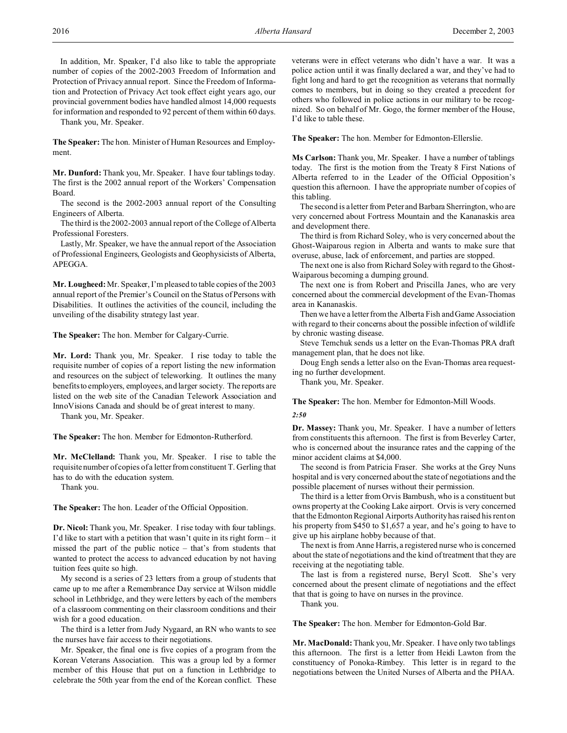In addition, Mr. Speaker, I'd also like to table the appropriate number of copies of the 2002-2003 Freedom of Information and Protection of Privacy annual report. Since the Freedom of Information and Protection of Privacy Act took effect eight years ago, our provincial government bodies have handled almost 14,000 requests for information and responded to 92 percent of them within 60 days.

Thank you, Mr. Speaker.

**The Speaker:** The hon. Minister of Human Resources and Employment.

**Mr. Dunford:** Thank you, Mr. Speaker. I have four tablings today. The first is the 2002 annual report of the Workers' Compensation Board.

The second is the 2002-2003 annual report of the Consulting Engineers of Alberta.

The third is the 2002-2003 annual report of the College of Alberta Professional Foresters.

Lastly, Mr. Speaker, we have the annual report of the Association of Professional Engineers, Geologists and Geophysicists of Alberta, APEGGA.

**Mr. Lougheed:** Mr. Speaker, I'm pleased to table copies of the 2003 annual report of the Premier's Council on the Status of Persons with Disabilities. It outlines the activities of the council, including the unveiling of the disability strategy last year.

**The Speaker:** The hon. Member for Calgary-Currie.

**Mr. Lord:** Thank you, Mr. Speaker. I rise today to table the requisite number of copies of a report listing the new information and resources on the subject of teleworking. It outlines the many benefits to employers, employees, and larger society. The reports are listed on the web site of the Canadian Telework Association and InnoVisions Canada and should be of great interest to many.

Thank you, Mr. Speaker.

**The Speaker:** The hon. Member for Edmonton-Rutherford.

**Mr. McClelland:** Thank you, Mr. Speaker. I rise to table the requisite number of copies of a letter from constituent T. Gerling that has to do with the education system.

Thank you.

**The Speaker:** The hon. Leader of the Official Opposition.

**Dr. Nicol:** Thank you, Mr. Speaker. I rise today with four tablings. I'd like to start with a petition that wasn't quite in its right form – it missed the part of the public notice – that's from students that wanted to protect the access to advanced education by not having tuition fees quite so high.

My second is a series of 23 letters from a group of students that came up to me after a Remembrance Day service at Wilson middle school in Lethbridge, and they were letters by each of the members of a classroom commenting on their classroom conditions and their wish for a good education.

The third is a letter from Judy Nygaard, an RN who wants to see the nurses have fair access to their negotiations.

Mr. Speaker, the final one is five copies of a program from the Korean Veterans Association. This was a group led by a former member of this House that put on a function in Lethbridge to celebrate the 50th year from the end of the Korean conflict. These veterans were in effect veterans who didn't have a war. It was a police action until it was finally declared a war, and they've had to fight long and hard to get the recognition as veterans that normally comes to members, but in doing so they created a precedent for others who followed in police actions in our military to be recognized. So on behalf of Mr. Gogo, the former member of the House, I'd like to table these.

**The Speaker:** The hon. Member for Edmonton-Ellerslie.

**Ms Carlson:** Thank you, Mr. Speaker. I have a number of tablings today. The first is the motion from the Treaty 8 First Nations of Alberta referred to in the Leader of the Official Opposition's question this afternoon. I have the appropriate number of copies of this tabling.

The second is a letter from Peter and Barbara Sherrington, who are very concerned about Fortress Mountain and the Kananaskis area and development there.

The third is from Richard Soley, who is very concerned about the Ghost-Waiparous region in Alberta and wants to make sure that overuse, abuse, lack of enforcement, and parties are stopped.

The next one is also from Richard Soley with regard to the Ghost-Waiparous becoming a dumping ground.

The next one is from Robert and Priscilla Janes, who are very concerned about the commercial development of the Evan-Thomas area in Kananaskis.

Then we have a letter from the Alberta Fish and Game Association with regard to their concerns about the possible infection of wildlife by chronic wasting disease.

Steve Temchuk sends us a letter on the Evan-Thomas PRA draft management plan, that he does not like.

Doug Engh sends a letter also on the Evan-Thomas area requesting no further development.

Thank you, Mr. Speaker.

**The Speaker:** The hon. Member for Edmonton-Mill Woods.

*2:50*

**Dr. Massey:** Thank you, Mr. Speaker. I have a number of letters from constituents this afternoon. The first is from Beverley Carter, who is concerned about the insurance rates and the capping of the minor accident claims at $4,000.

The second is from Patricia Fraser. She works at the Grey Nuns hospital and is very concerned about the state of negotiations and the possible placement of nurses without their permission.

The third is a letter from Orvis Bambush, who is a constituent but owns property at the Cooking Lake airport. Orvis is very concerned that the Edmonton Regional Airports Authority has raised his rent on his property from $450 to $1,657 a year, and he's going to have to give up his airplane hobby because of that.

The next is from Anne Harris, a registered nurse who is concerned about the state of negotiations and the kind of treatment that they are receiving at the negotiating table.

The last is from a registered nurse, Beryl Scott. She's very concerned about the present climate of negotiations and the effect that that is going to have on nurses in the province.

Thank you.

**The Speaker:** The hon. Member for Edmonton-Gold Bar.

**Mr. MacDonald:** Thank you, Mr. Speaker. I have only two tablings this afternoon. The first is a letter from Heidi Lawton from the constituency of Ponoka-Rimbey. This letter is in regard to the negotiations between the United Nurses of Alberta and the PHAA.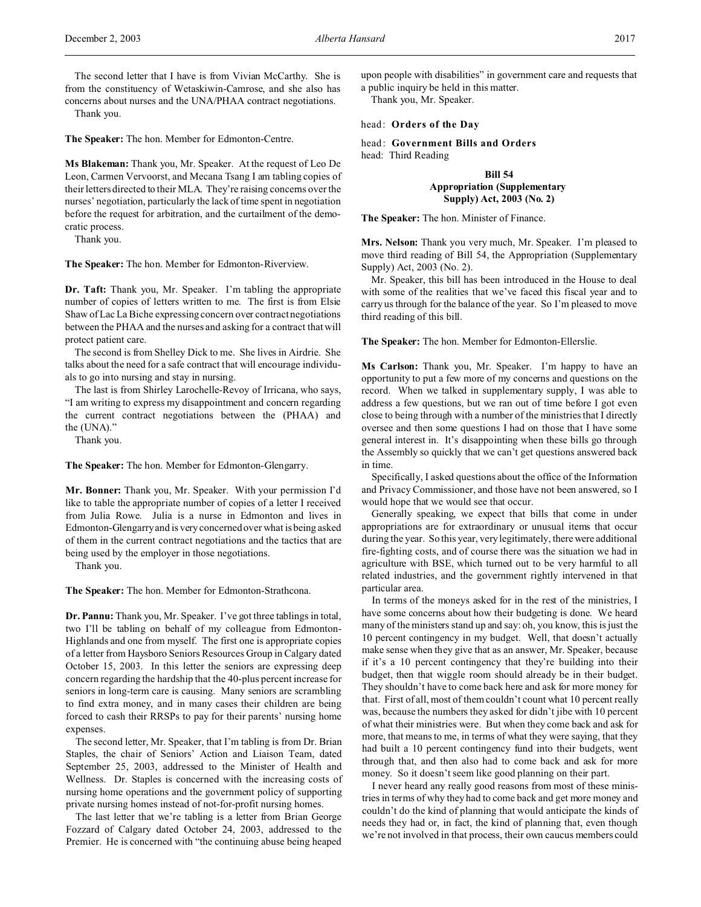The second letter that I have is from Vivian McCarthy. She is from the constituency of Wetaskiwin-Camrose, and she also has concerns about nurses and the UNA/PHAA contract negotiations.

Thank you.

**The Speaker:** The hon. Member for Edmonton-Centre.

**Ms Blakeman:** Thank you, Mr. Speaker. At the request of Leo De Leon, Carmen Vervoorst, and Mecana Tsang I am tabling copies of their letters directed to their MLA. They're raising concerns over the nurses' negotiation, particularly the lack of time spent in negotiation before the request for arbitration, and the curtailment of the democratic process.

Thank you.

**The Speaker:** The hon. Member for Edmonton-Riverview.

**Dr. Taft:** Thank you, Mr. Speaker. I'm tabling the appropriate number of copies of letters written to me. The first is from Elsie Shaw of Lac La Biche expressing concern over contract negotiations between the PHAA and the nurses and asking for a contract that will protect patient care.

The second is from Shelley Dick to me. She lives in Airdrie. She talks about the need for a safe contract that will encourage individuals to go into nursing and stay in nursing.

The last is from Shirley Larochelle-Revoy of Irricana, who says, "I am writing to express my disappointment and concern regarding the current contract negotiations between the (PHAA) and the (UNA)."

Thank you.

**The Speaker:** The hon. Member for Edmonton-Glengarry.

**Mr. Bonner:** Thank you, Mr. Speaker. With your permission I'd like to table the appropriate number of copies of a letter I received from Julia Rowe. Julia is a nurse in Edmonton and lives in Edmonton-Glengarry and is very concerned over what is being asked of them in the current contract negotiations and the tactics that are being used by the employer in those negotiations.

Thank you.

**The Speaker:** The hon. Member for Edmonton-Strathcona.

**Dr. Pannu:** Thank you, Mr. Speaker. I've got three tablings in total, two I'll be tabling on behalf of my colleague from Edmonton-Highlands and one from myself. The first one is appropriate copies of a letter from Haysboro Seniors Resources Group in Calgary dated October 15, 2003. In this letter the seniors are expressing deep concern regarding the hardship that the 40-plus percent increase for seniors in long-term care is causing. Many seniors are scrambling to find extra money, and in many cases their children are being forced to cash their RRSPs to pay for their parents' nursing home expenses.

The second letter, Mr. Speaker, that I'm tabling is from Dr. Brian Staples, the chair of Seniors' Action and Liaison Team, dated September 25, 2003, addressed to the Minister of Health and Wellness. Dr. Staples is concerned with the increasing costs of nursing home operations and the government policy of supporting private nursing homes instead of not-for-profit nursing homes.

The last letter that we're tabling is a letter from Brian George Fozzard of Calgary dated October 24, 2003, addressed to the Premier. He is concerned with "the continuing abuse being heaped upon people with disabilities" in government care and requests that a public inquiry be held in this matter.

Thank you, Mr. Speaker.

head: **Orders of the Day**

head: **Government Bills and Orders**

head: Third Reading

**Bill 54**
**Appropriation (Supplementary Supply) Act, 2003 (No. 2)**

**The Speaker:** The hon. Minister of Finance.

**Mrs. Nelson:** Thank you very much, Mr. Speaker. I'm pleased to move third reading of Bill 54, the Appropriation (Supplementary Supply) Act, 2003 (No. 2).

Mr. Speaker, this bill has been introduced in the House to deal with some of the realities that we've faced this fiscal year and to carry us through for the balance of the year. So I'm pleased to move third reading of this bill.

**The Speaker:** The hon. Member for Edmonton-Ellerslie.

**Ms Carlson:** Thank you, Mr. Speaker. I'm happy to have an opportunity to put a few more of my concerns and questions on the record. When we talked in supplementary supply, I was able to address a few questions, but we ran out of time before I got even close to being through with a number of the ministries that I directly oversee and then some questions I had on those that I have some general interest in. It's disappointing when these bills go through the Assembly so quickly that we can't get questions answered back in time.

Specifically, I asked questions about the office of the Information and Privacy Commissioner, and those have not been answered, so I would hope that we would see that occur.

Generally speaking, we expect that bills that come in under appropriations are for extraordinary or unusual items that occur during the year. So this year, very legitimately, there were additional fire-fighting costs, and of course there was the situation we had in agriculture with BSE, which turned out to be very harmful to all related industries, and the government rightly intervened in that particular area.

In terms of the moneys asked for in the rest of the ministries, I have some concerns about how their budgeting is done. We heard many of the ministers stand up and say: oh, you know, this is just the 10 percent contingency in my budget. Well, that doesn't actually make sense when they give that as an answer, Mr. Speaker, because if it's a 10 percent contingency that they're building into their budget, then that wiggle room should already be in their budget. They shouldn't have to come back here and ask for more money for that. First of all, most of them couldn't count what 10 percent really was, because the numbers they asked for didn't jibe with 10 percent of what their ministries were. But when they come back and ask for more, that means to me, in terms of what they were saying, that they had built a 10 percent contingency fund into their budgets, went through that, and then also had to come back and ask for more money. So it doesn't seem like good planning on their part.

I never heard any really good reasons from most of these ministries in terms of why they had to come back and get more money and couldn't do the kind of planning that would anticipate the kinds of needs they had or, in fact, the kind of planning that, even though we're not involved in that process, their own caucus members could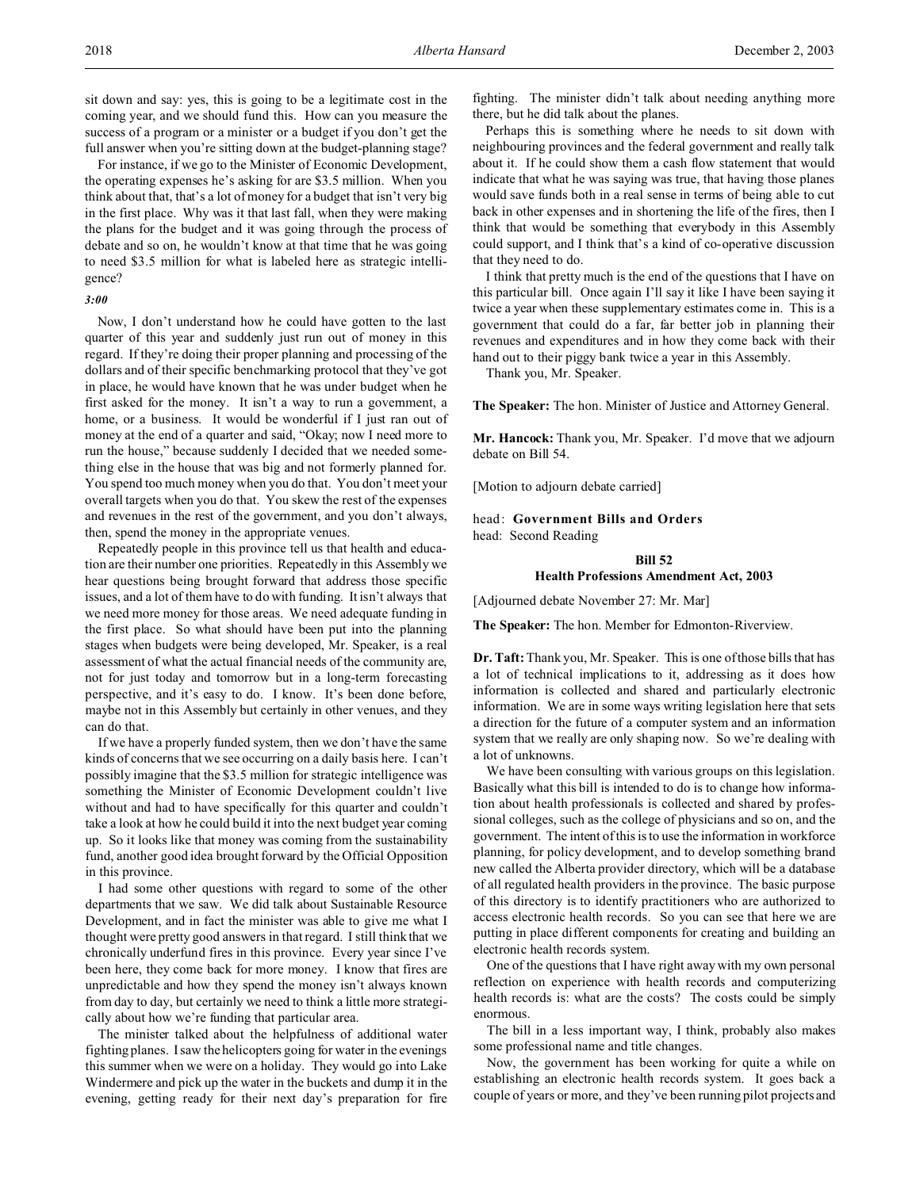sit down and say: yes, this is going to be a legitimate cost in the coming year, and we should fund this. How can you measure the success of a program or a minister or a budget if you don't get the full answer when you're sitting down at the budget-planning stage?

For instance, if we go to the Minister of Economic Development, the operating expenses he's asking for are $3.5 million. When you think about that, that's a lot of money for a budget that isn't very big in the first place. Why was it that last fall, when they were making the plans for the budget and it was going through the process of debate and so on, he wouldn't know at that time that he was going to need $3.5 million for what is labeled here as strategic intelligence?

*3:00*

Now, I don't understand how he could have gotten to the last quarter of this year and suddenly just run out of money in this regard. If they're doing their proper planning and processing of the dollars and of their specific benchmarking protocol that they've got in place, he would have known that he was under budget when he first asked for the money. It isn't a way to run a government, a home, or a business. It would be wonderful if I just ran out of money at the end of a quarter and said, "Okay; now I need more to run the house," because suddenly I decided that we needed something else in the house that was big and not formerly planned for. You spend too much money when you do that. You don't meet your overall targets when you do that. You skew the rest of the expenses and revenues in the rest of the government, and you don't always, then, spend the money in the appropriate venues.

Repeatedly people in this province tell us that health and education are their number one priorities. Repeatedly in this Assembly we hear questions being brought forward that address those specific issues, and a lot of them have to do with funding. It isn't always that we need more money for those areas. We need adequate funding in the first place. So what should have been put into the planning stages when budgets were being developed, Mr. Speaker, is a real assessment of what the actual financial needs of the community are, not for just today and tomorrow but in a long-term forecasting perspective, and it's easy to do. I know. It's been done before, maybe not in this Assembly but certainly in other venues, and they can do that.

If we have a properly funded system, then we don't have the same kinds of concerns that we see occurring on a daily basis here. I can't possibly imagine that the $3.5 million for strategic intelligence was something the Minister of Economic Development couldn't live without and had to have specifically for this quarter and couldn't take a look at how he could build it into the next budget year coming up. So it looks like that money was coming from the sustainability fund, another good idea brought forward by the Official Opposition in this province.

I had some other questions with regard to some of the other departments that we saw. We did talk about Sustainable Resource Development, and in fact the minister was able to give me what I thought were pretty good answers in that regard. I still think that we chronically underfund fires in this province. Every year since I've been here, they come back for more money. I know that fires are unpredictable and how they spend the money isn't always known from day to day, but certainly we need to think a little more strategically about how we're funding that particular area.

The minister talked about the helpfulness of additional water fighting planes. I saw the helicopters going for water in the evenings this summer when we were on a holiday. They would go into Lake Windermere and pick up the water in the buckets and dump it in the evening, getting ready for their next day's preparation for fire fighting. The minister didn't talk about needing anything more there, but he did talk about the planes.

Perhaps this is something where he needs to sit down with neighbouring provinces and the federal government and really talk about it. If he could show them a cash flow statement that would indicate that what he was saying was true, that having those planes would save funds both in a real sense in terms of being able to cut back in other expenses and in shortening the life of the fires, then I think that would be something that everybody in this Assembly could support, and I think that's a kind of co-operative discussion that they need to do.

I think that pretty much is the end of the questions that I have on this particular bill. Once again I'll say it like I have been saying it twice a year when these supplementary estimates come in. This is a government that could do a far, far better job in planning their revenues and expenditures and in how they come back with their hand out to their piggy bank twice a year in this Assembly.

Thank you, Mr. Speaker.

**The Speaker:** The hon. Minister of Justice and Attorney General.

**Mr. Hancock:** Thank you, Mr. Speaker. I'd move that we adjourn debate on Bill 54.

[Motion to adjourn debate carried]

head: **Government Bills and Orders**
head: Second Reading

**Bill 52**
**Health Professions Amendment Act, 2003**

[Adjourned debate November 27: Mr. Mar]

**The Speaker:** The hon. Member for Edmonton-Riverview.

**Dr. Taft:** Thank you, Mr. Speaker. This is one of those bills that has a lot of technical implications to it, addressing as it does how information is collected and shared and particularly electronic information. We are in some ways writing legislation here that sets a direction for the future of a computer system and an information system that we really are only shaping now. So we're dealing with a lot of unknowns.

We have been consulting with various groups on this legislation. Basically what this bill is intended to do is to change how information about health professionals is collected and shared by professional colleges, such as the college of physicians and so on, and the government. The intent of this is to use the information in workforce planning, for policy development, and to develop something brand new called the Alberta provider directory, which will be a database of all regulated health providers in the province. The basic purpose of this directory is to identify practitioners who are authorized to access electronic health records. So you can see that here we are putting in place different components for creating and building an electronic health records system.

One of the questions that I have right away with my own personal reflection on experience with health records and computerizing health records is: what are the costs? The costs could be simply enormous.

The bill in a less important way, I think, probably also makes some professional name and title changes.

Now, the government has been working for quite a while on establishing an electronic health records system. It goes back a couple of years or more, and they've been running pilot projects and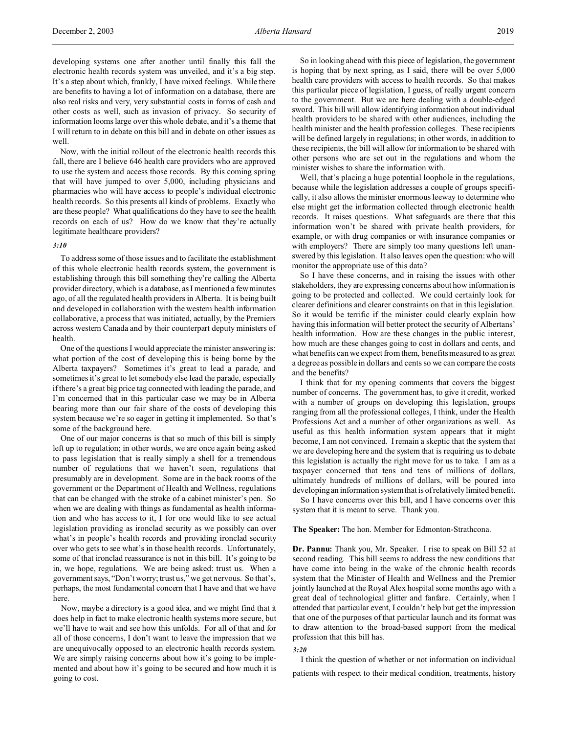developing systems one after another until finally this fall the electronic health records system was unveiled, and it's a big step. It's a step about which, frankly, I have mixed feelings. While there are benefits to having a lot of information on a database, there are also real risks and very, very substantial costs in forms of cash and other costs as well, such as invasion of privacy. So security of information looms large over this whole debate, and it's a theme that I will return to in debate on this bill and in debate on other issues as well.

Now, with the initial rollout of the electronic health records this fall, there are I believe 646 health care providers who are approved to use the system and access those records. By this coming spring that will have jumped to over 5,000, including physicians and pharmacies who will have access to people's individual electronic health records. So this presents all kinds of problems. Exactly who are these people? What qualifications do they have to see the health records on each of us? How do we know that they're actually legitimate healthcare providers?

*3:10*

To address some of those issues and to facilitate the establishment of this whole electronic health records system, the government is establishing through this bill something they're calling the Alberta provider directory, which is a database, as I mentioned a few minutes ago, of all the regulated health providers in Alberta. It is being built and developed in collaboration with the western health information collaborative, a process that was initiated, actually, by the Premiers across western Canada and by their counterpart deputy ministers of health.

One of the questions I would appreciate the minister answering is: what portion of the cost of developing this is being borne by the Alberta taxpayers? Sometimes it's great to lead a parade, and sometimes it's great to let somebody else lead the parade, especially if there's a great big price tag connected with leading the parade, and I'm concerned that in this particular case we may be in Alberta bearing more than our fair share of the costs of developing this system because we're so eager in getting it implemented. So that's some of the background here.

One of our major concerns is that so much of this bill is simply left up to regulation; in other words, we are once again being asked to pass legislation that is really simply a shell for a tremendous number of regulations that we haven't seen, regulations that presumably are in development. Some are in the back rooms of the government or the Department of Health and Wellness, regulations that can be changed with the stroke of a cabinet minister's pen. So when we are dealing with things as fundamental as health information and who has access to it, I for one would like to see actual legislation providing as ironclad security as we possibly can over what's in people's health records and providing ironclad security over who gets to see what's in those health records. Unfortunately, some of that ironclad reassurance is not in this bill. It's going to be in, we hope, regulations. We are being asked: trust us. When a government says, "Don't worry; trust us," we get nervous. So that's, perhaps, the most fundamental concern that I have and that we have here.

Now, maybe a directory is a good idea, and we might find that it does help in fact to make electronic health systems more secure, but we'll have to wait and see how this unfolds. For all of that and for all of those concerns, I don't want to leave the impression that we are unequivocally opposed to an electronic health records system. We are simply raising concerns about how it's going to be implemented and about how it's going to be secured and how much it is going to cost.

So in looking ahead with this piece of legislation, the government is hoping that by next spring, as I said, there will be over 5,000 health care providers with access to health records. So that makes this particular piece of legislation, I guess, of really urgent concern to the government. But we are here dealing with a double-edged sword. This bill will allow identifying information about individual health providers to be shared with other audiences, including the health minister and the health profession colleges. These recipients will be defined largely in regulations; in other words, in addition to these recipients, the bill will allow for information to be shared with other persons who are set out in the regulations and whom the minister wishes to share the information with.

Well, that's placing a huge potential loophole in the regulations, because while the legislation addresses a couple of groups specifically, it also allows the minister enormous leeway to determine who else might get the information collected through electronic health records. It raises questions. What safeguards are there that this information won't be shared with private health providers, for example, or with drug companies or with insurance companies or with employers? There are simply too many questions left unanswered by this legislation. It also leaves open the question: who will monitor the appropriate use of this data?

So I have these concerns, and in raising the issues with other stakeholders, they are expressing concerns about how information is going to be protected and collected. We could certainly look for clearer definitions and clearer constraints on that in this legislation. So it would be terrific if the minister could clearly explain how having this information will better protect the security of Albertans' health information. How are these changes in the public interest, how much are these changes going to cost in dollars and cents, and what benefits can we expect from them, benefits measured to as great a degree as possible in dollars and cents so we can compare the costs and the benefits?

I think that for my opening comments that covers the biggest number of concerns. The government has, to give it credit, worked with a number of groups on developing this legislation, groups ranging from all the professional colleges, I think, under the Health Professions Act and a number of other organizations as well. As useful as this health information system appears that it might become, I am not convinced. I remain a skeptic that the system that we are developing here and the system that is requiring us to debate this legislation is actually the right move for us to take. I am as a taxpayer concerned that tens and tens of millions of dollars, ultimately hundreds of millions of dollars, will be poured into developing an information system that is of relatively limited benefit.

So I have concerns over this bill, and I have concerns over this system that it is meant to serve. Thank you.

**The Speaker:** The hon. Member for Edmonton-Strathcona.

**Dr. Pannu:** Thank you, Mr. Speaker. I rise to speak on Bill 52 at second reading. This bill seems to address the new conditions that have come into being in the wake of the chronic health records system that the Minister of Health and Wellness and the Premier jointly launched at the Royal Alex hospital some months ago with a great deal of technological glitter and fanfare. Certainly, when I attended that particular event, I couldn't help but get the impression that one of the purposes of that particular launch and its format was to draw attention to the broad-based support from the medical profession that this bill has.

*3:20*

I think the question of whether or not information on individual patients with respect to their medical condition, treatments, history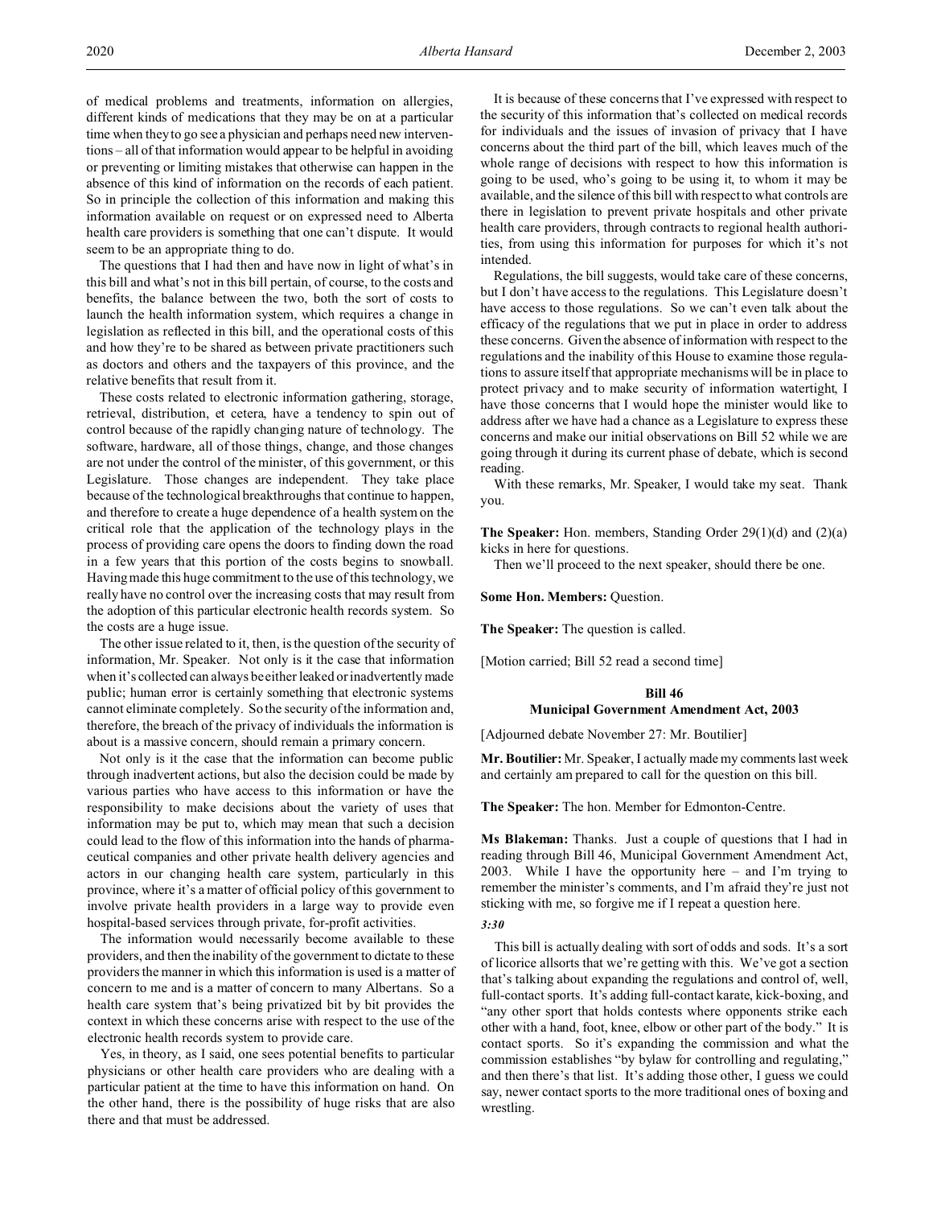of medical problems and treatments, information on allergies, different kinds of medications that they may be on at a particular time when they to go see a physician and perhaps need new interventions – all of that information would appear to be helpful in avoiding or preventing or limiting mistakes that otherwise can happen in the absence of this kind of information on the records of each patient. So in principle the collection of this information and making this information available on request or on expressed need to Alberta health care providers is something that one can't dispute. It would seem to be an appropriate thing to do.

The questions that I had then and have now in light of what's in this bill and what's not in this bill pertain, of course, to the costs and benefits, the balance between the two, both the sort of costs to launch the health information system, which requires a change in legislation as reflected in this bill, and the operational costs of this and how they're to be shared as between private practitioners such as doctors and others and the taxpayers of this province, and the relative benefits that result from it.

These costs related to electronic information gathering, storage, retrieval, distribution, et cetera, have a tendency to spin out of control because of the rapidly changing nature of technology. The software, hardware, all of those things, change, and those changes are not under the control of the minister, of this government, or this Legislature. Those changes are independent. They take place because of the technological breakthroughs that continue to happen, and therefore to create a huge dependence of a health system on the critical role that the application of the technology plays in the process of providing care opens the doors to finding down the road in a few years that this portion of the costs begins to snowball. Having made this huge commitment to the use of this technology, we really have no control over the increasing costs that may result from the adoption of this particular electronic health records system. So the costs are a huge issue.

The other issue related to it, then, is the question of the security of information, Mr. Speaker. Not only is it the case that information when it's collected can always be either leaked or inadvertently made public; human error is certainly something that electronic systems cannot eliminate completely. So the security of the information and, therefore, the breach of the privacy of individuals the information is about is a massive concern, should remain a primary concern.

Not only is it the case that the information can become public through inadvertent actions, but also the decision could be made by various parties who have access to this information or have the responsibility to make decisions about the variety of uses that information may be put to, which may mean that such a decision could lead to the flow of this information into the hands of pharmaceutical companies and other private health delivery agencies and actors in our changing health care system, particularly in this province, where it's a matter of official policy of this government to involve private health providers in a large way to provide even hospital-based services through private, for-profit activities.

The information would necessarily become available to these providers, and then the inability of the government to dictate to these providers the manner in which this information is used is a matter of concern to me and is a matter of concern to many Albertans. So a health care system that's being privatized bit by bit provides the context in which these concerns arise with respect to the use of the electronic health records system to provide care.

Yes, in theory, as I said, one sees potential benefits to particular physicians or other health care providers who are dealing with a particular patient at the time to have this information on hand. On the other hand, there is the possibility of huge risks that are also there and that must be addressed.

It is because of these concerns that I've expressed with respect to the security of this information that's collected on medical records for individuals and the issues of invasion of privacy that I have concerns about the third part of the bill, which leaves much of the whole range of decisions with respect to how this information is going to be used, who's going to be using it, to whom it may be available, and the silence of this bill with respect to what controls are there in legislation to prevent private hospitals and other private health care providers, through contracts to regional health authorities, from using this information for purposes for which it's not intended.

Regulations, the bill suggests, would take care of these concerns, but I don't have access to the regulations. This Legislature doesn't have access to those regulations. So we can't even talk about the efficacy of the regulations that we put in place in order to address these concerns. Given the absence of information with respect to the regulations and the inability of this House to examine those regulations to assure itself that appropriate mechanisms will be in place to protect privacy and to make security of information watertight, I have those concerns that I would hope the minister would like to address after we have had a chance as a Legislature to express these concerns and make our initial observations on Bill 52 while we are going through it during its current phase of debate, which is second reading.

With these remarks, Mr. Speaker, I would take my seat. Thank you.

**The Speaker:** Hon. members, Standing Order 29(1)(d) and (2)(a) kicks in here for questions.

Then we'll proceed to the next speaker, should there be one.

**Some Hon. Members:** Question.

**The Speaker:** The question is called.

[Motion carried; Bill 52 read a second time]

### Bill 46
### Municipal Government Amendment Act, 2003

[Adjourned debate November 27: Mr. Boutilier]

**Mr. Boutilier:** Mr. Speaker, I actually made my comments last week and certainly am prepared to call for the question on this bill.

**The Speaker:** The hon. Member for Edmonton-Centre.

**Ms Blakeman:** Thanks. Just a couple of questions that I had in reading through Bill 46, Municipal Government Amendment Act, 2003. While I have the opportunity here – and I'm trying to remember the minister's comments, and I'm afraid they're just not sticking with me, so forgive me if I repeat a question here.

*3:30*

This bill is actually dealing with sort of odds and sods. It's a sort of licorice allsorts that we're getting with this. We've got a section that's talking about expanding the regulations and control of, well, full-contact sports. It's adding full-contact karate, kick-boxing, and "any other sport that holds contests where opponents strike each other with a hand, foot, knee, elbow or other part of the body." It is contact sports. So it's expanding the commission and what the commission establishes "by bylaw for controlling and regulating," and then there's that list. It's adding those other, I guess we could say, newer contact sports to the more traditional ones of boxing and wrestling.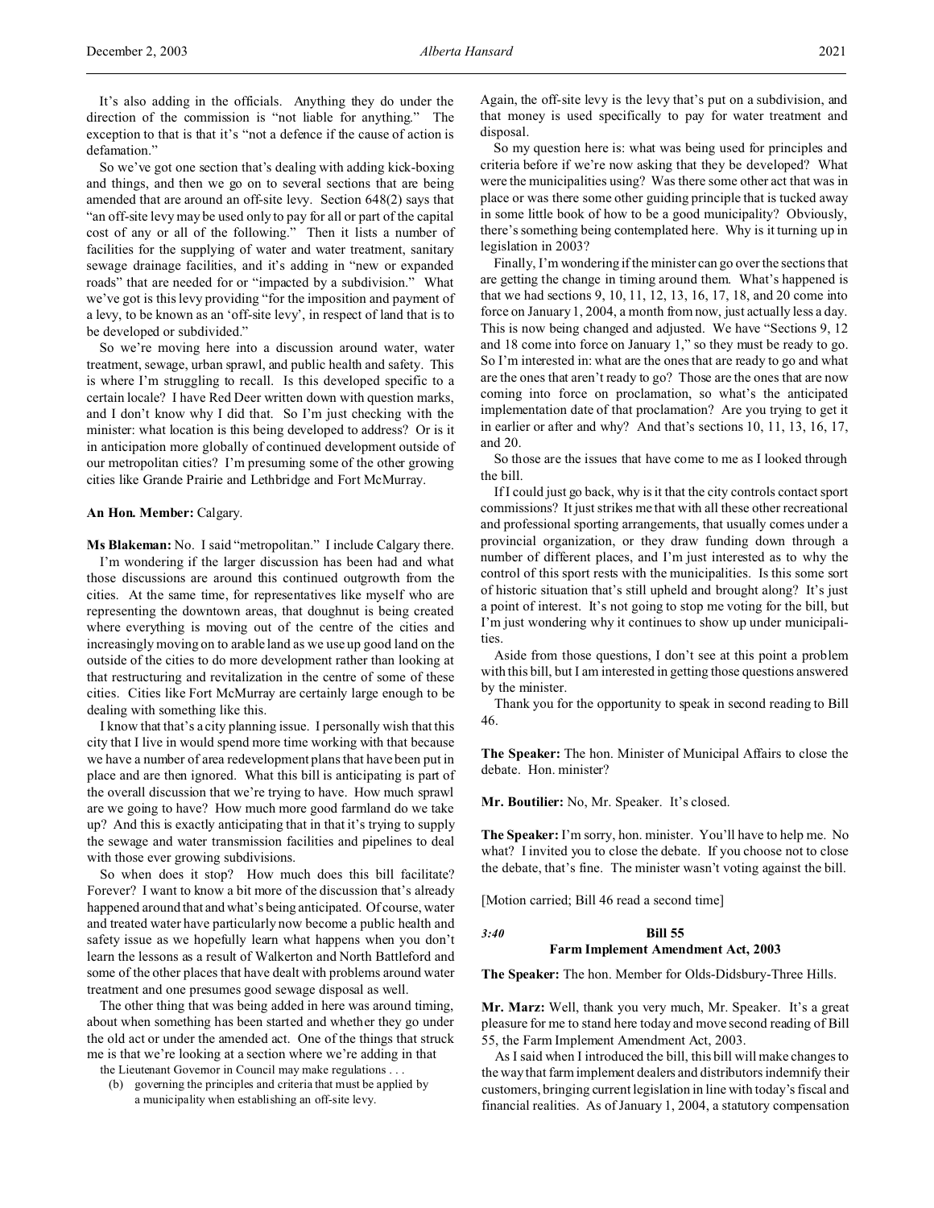It's also adding in the officials. Anything they do under the direction of the commission is "not liable for anything." The exception to that is that it's "not a defence if the cause of action is defamation."

So we've got one section that's dealing with adding kick-boxing and things, and then we go on to several sections that are being amended that are around an off-site levy. Section 648(2) says that "an off-site levy may be used only to pay for all or part of the capital cost of any or all of the following." Then it lists a number of facilities for the supplying of water and water treatment, sanitary sewage drainage facilities, and it's adding in "new or expanded roads" that are needed for or "impacted by a subdivision." What we've got is this levy providing "for the imposition and payment of a levy, to be known as an 'off-site levy', in respect of land that is to be developed or subdivided."

So we're moving here into a discussion around water, water treatment, sewage, urban sprawl, and public health and safety. This is where I'm struggling to recall. Is this developed specific to a certain locale? I have Red Deer written down with question marks, and I don't know why I did that. So I'm just checking with the minister: what location is this being developed to address? Or is it in anticipation more globally of continued development outside of our metropolitan cities? I'm presuming some of the other growing cities like Grande Prairie and Lethbridge and Fort McMurray.

**An Hon. Member:** Calgary.

**Ms Blakeman:** No. I said "metropolitan." I include Calgary there.

I'm wondering if the larger discussion has been had and what those discussions are around this continued outgrowth from the cities. At the same time, for representatives like myself who are representing the downtown areas, that doughnut is being created where everything is moving out of the centre of the cities and increasingly moving on to arable land as we use up good land on the outside of the cities to do more development rather than looking at that restructuring and revitalization in the centre of some of these cities. Cities like Fort McMurray are certainly large enough to be dealing with something like this.

I know that that's a city planning issue. I personally wish that this city that I live in would spend more time working with that because we have a number of area redevelopment plans that have been put in place and are then ignored. What this bill is anticipating is part of the overall discussion that we're trying to have. How much sprawl are we going to have? How much more good farmland do we take up? And this is exactly anticipating that in that it's trying to supply the sewage and water transmission facilities and pipelines to deal with those ever growing subdivisions.

So when does it stop? How much does this bill facilitate? Forever? I want to know a bit more of the discussion that's already happened around that and what's being anticipated. Of course, water and treated water have particularly now become a public health and safety issue as we hopefully learn what happens when you don't learn the lessons as a result of Walkerton and North Battleford and some of the other places that have dealt with problems around water treatment and one presumes good sewage disposal as well.

The other thing that was being added in here was around timing, about when something has been started and whether they go under the old act or under the amended act. One of the things that struck me is that we're looking at a section where we're adding in that

> the Lieutenant Governor in Council may make regulations . . .
>
> (b) governing the principles and criteria that must be applied by a municipality when establishing an off-site levy.

Again, the off-site levy is the levy that's put on a subdivision, and that money is used specifically to pay for water treatment and disposal.

So my question here is: what was being used for principles and criteria before if we're now asking that they be developed? What were the municipalities using? Was there some other act that was in place or was there some other guiding principle that is tucked away in some little book of how to be a good municipality? Obviously, there's something being contemplated here. Why is it turning up in legislation in 2003?

Finally, I'm wondering if the minister can go over the sections that are getting the change in timing around them. What's happened is that we had sections 9, 10, 11, 12, 13, 16, 17, 18, and 20 come into force on January 1, 2004, a month from now, just actually less a day. This is now being changed and adjusted. We have "Sections 9, 12 and 18 come into force on January 1," so they must be ready to go. So I'm interested in: what are the ones that are ready to go and what are the ones that aren't ready to go? Those are the ones that are now coming into force on proclamation, so what's the anticipated implementation date of that proclamation? Are you trying to get it in earlier or after and why? And that's sections 10, 11, 13, 16, 17, and 20.

So those are the issues that have come to me as I looked through the bill.

If I could just go back, why is it that the city controls contact sport commissions? It just strikes me that with all these other recreational and professional sporting arrangements, that usually comes under a provincial organization, or they draw funding down through a number of different places, and I'm just interested as to why the control of this sport rests with the municipalities. Is this some sort of historic situation that's still upheld and brought along? It's just a point of interest. It's not going to stop me voting for the bill, but I'm just wondering why it continues to show up under municipalities.

Aside from those questions, I don't see at this point a problem with this bill, but I am interested in getting those questions answered by the minister.

Thank you for the opportunity to speak in second reading to Bill 46.

**The Speaker:** The hon. Minister of Municipal Affairs to close the debate. Hon. minister?

**Mr. Boutilier:** No, Mr. Speaker. It's closed.

**The Speaker:** I'm sorry, hon. minister. You'll have to help me. No what? I invited you to close the debate. If you choose not to close the debate, that's fine. The minister wasn't voting against the bill.

[Motion carried; Bill 46 read a second time]

*3:40*

### Bill 55
### Farm Implement Amendment Act, 2003

**The Speaker:** The hon. Member for Olds-Didsbury-Three Hills.

**Mr. Marz:** Well, thank you very much, Mr. Speaker. It's a great pleasure for me to stand here today and move second reading of Bill 55, the Farm Implement Amendment Act, 2003.

As I said when I introduced the bill, this bill will make changes to the way that farm implement dealers and distributors indemnify their customers, bringing current legislation in line with today's fiscal and financial realities. As of January 1, 2004, a statutory compensation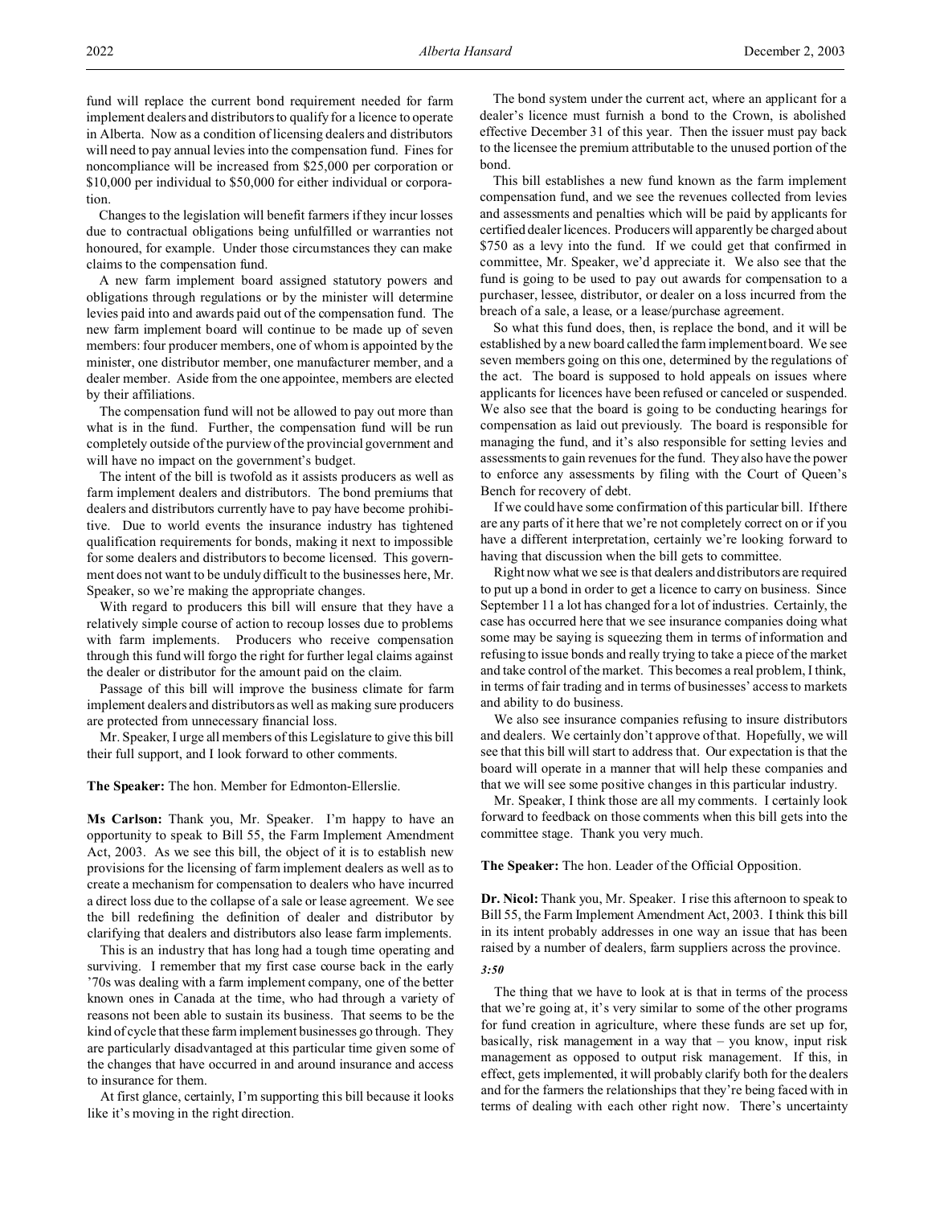fund will replace the current bond requirement needed for farm implement dealers and distributors to qualify for a licence to operate in Alberta. Now as a condition of licensing dealers and distributors will need to pay annual levies into the compensation fund. Fines for noncompliance will be increased from $25,000 per corporation or $10,000 per individual to $50,000 for either individual or corporation.

Changes to the legislation will benefit farmers if they incur losses due to contractual obligations being unfulfilled or warranties not honoured, for example. Under those circumstances they can make claims to the compensation fund.

A new farm implement board assigned statutory powers and obligations through regulations or by the minister will determine levies paid into and awards paid out of the compensation fund. The new farm implement board will continue to be made up of seven members: four producer members, one of whom is appointed by the minister, one distributor member, one manufacturer member, and a dealer member. Aside from the one appointee, members are elected by their affiliations.

The compensation fund will not be allowed to pay out more than what is in the fund. Further, the compensation fund will be run completely outside of the purview of the provincial government and will have no impact on the government's budget.

The intent of the bill is twofold as it assists producers as well as farm implement dealers and distributors. The bond premiums that dealers and distributors currently have to pay have become prohibitive. Due to world events the insurance industry has tightened qualification requirements for bonds, making it next to impossible for some dealers and distributors to become licensed. This government does not want to be unduly difficult to the businesses here, Mr. Speaker, so we're making the appropriate changes.

With regard to producers this bill will ensure that they have a relatively simple course of action to recoup losses due to problems with farm implements. Producers who receive compensation through this fund will forgo the right for further legal claims against the dealer or distributor for the amount paid on the claim.

Passage of this bill will improve the business climate for farm implement dealers and distributors as well as making sure producers are protected from unnecessary financial loss.

Mr. Speaker, I urge all members of this Legislature to give this bill their full support, and I look forward to other comments.

**The Speaker:** The hon. Member for Edmonton-Ellerslie.

**Ms Carlson:** Thank you, Mr. Speaker. I'm happy to have an opportunity to speak to Bill 55, the Farm Implement Amendment Act, 2003. As we see this bill, the object of it is to establish new provisions for the licensing of farm implement dealers as well as to create a mechanism for compensation to dealers who have incurred a direct loss due to the collapse of a sale or lease agreement. We see the bill redefining the definition of dealer and distributor by clarifying that dealers and distributors also lease farm implements.

This is an industry that has long had a tough time operating and surviving. I remember that my first case course back in the early '70s was dealing with a farm implement company, one of the better known ones in Canada at the time, who had through a variety of reasons not been able to sustain its business. That seems to be the kind of cycle that these farm implement businesses go through. They are particularly disadvantaged at this particular time given some of the changes that have occurred in and around insurance and access to insurance for them.

At first glance, certainly, I'm supporting this bill because it looks like it's moving in the right direction.

The bond system under the current act, where an applicant for a dealer's licence must furnish a bond to the Crown, is abolished effective December 31 of this year. Then the issuer must pay back to the licensee the premium attributable to the unused portion of the bond.

This bill establishes a new fund known as the farm implement compensation fund, and we see the revenues collected from levies and assessments and penalties which will be paid by applicants for certified dealer licences. Producers will apparently be charged about $750 as a levy into the fund. If we could get that confirmed in committee, Mr. Speaker, we'd appreciate it. We also see that the fund is going to be used to pay out awards for compensation to a purchaser, lessee, distributor, or dealer on a loss incurred from the breach of a sale, a lease, or a lease/purchase agreement.

So what this fund does, then, is replace the bond, and it will be established by a new board called the farm implement board. We see seven members going on this one, determined by the regulations of the act. The board is supposed to hold appeals on issues where applicants for licences have been refused or canceled or suspended. We also see that the board is going to be conducting hearings for compensation as laid out previously. The board is responsible for managing the fund, and it's also responsible for setting levies and assessments to gain revenues for the fund. They also have the power to enforce any assessments by filing with the Court of Queen's Bench for recovery of debt.

If we could have some confirmation of this particular bill. If there are any parts of it here that we're not completely correct on or if you have a different interpretation, certainly we're looking forward to having that discussion when the bill gets to committee.

Right now what we see is that dealers and distributors are required to put up a bond in order to get a licence to carry on business. Since September 11 a lot has changed for a lot of industries. Certainly, the case has occurred here that we see insurance companies doing what some may be saying is squeezing them in terms of information and refusing to issue bonds and really trying to take a piece of the market and take control of the market. This becomes a real problem, I think, in terms of fair trading and in terms of businesses' access to markets and ability to do business.

We also see insurance companies refusing to insure distributors and dealers. We certainly don't approve of that. Hopefully, we will see that this bill will start to address that. Our expectation is that the board will operate in a manner that will help these companies and that we will see some positive changes in this particular industry.

Mr. Speaker, I think those are all my comments. I certainly look forward to feedback on those comments when this bill gets into the committee stage. Thank you very much.

**The Speaker:** The hon. Leader of the Official Opposition.

**Dr. Nicol:** Thank you, Mr. Speaker. I rise this afternoon to speak to Bill 55, the Farm Implement Amendment Act, 2003. I think this bill in its intent probably addresses in one way an issue that has been raised by a number of dealers, farm suppliers across the province.

*3:50*

The thing that we have to look at is that in terms of the process that we're going at, it's very similar to some of the other programs for fund creation in agriculture, where these funds are set up for, basically, risk management in a way that – you know, input risk management as opposed to output risk management. If this, in effect, gets implemented, it will probably clarify both for the dealers and for the farmers the relationships that they're being faced with in terms of dealing with each other right now. There's uncertainty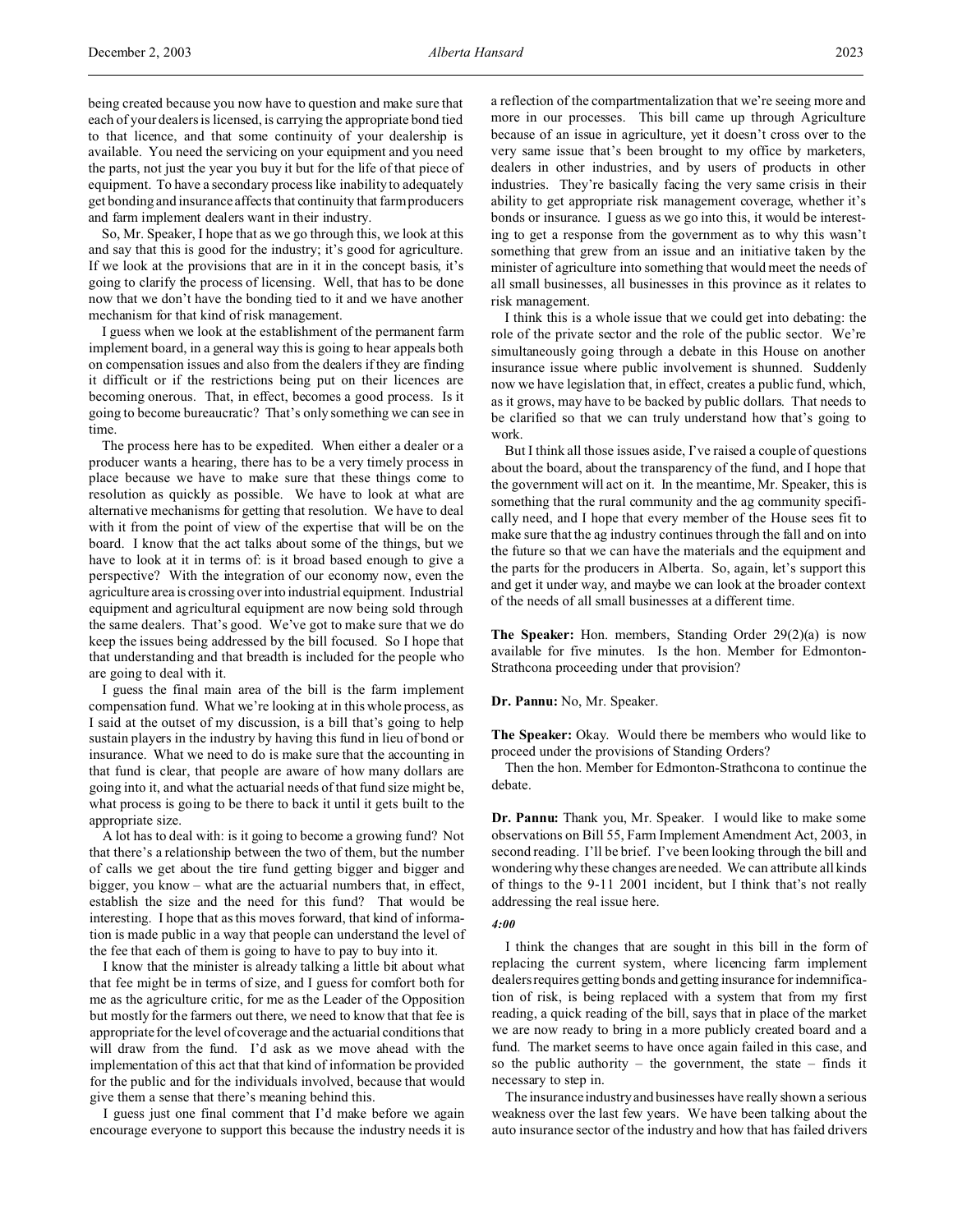being created because you now have to question and make sure that each of your dealers is licensed, is carrying the appropriate bond tied to that licence, and that some continuity of your dealership is available. You need the servicing on your equipment and you need the parts, not just the year you buy it but for the life of that piece of equipment. To have a secondary process like inability to adequately get bonding and insurance affects that continuity that farm producers and farm implement dealers want in their industry.

So, Mr. Speaker, I hope that as we go through this, we look at this and say that this is good for the industry; it's good for agriculture. If we look at the provisions that are in it in the concept basis, it's going to clarify the process of licensing. Well, that has to be done now that we don't have the bonding tied to it and we have another mechanism for that kind of risk management.

I guess when we look at the establishment of the permanent farm implement board, in a general way this is going to hear appeals both on compensation issues and also from the dealers if they are finding it difficult or if the restrictions being put on their licences are becoming onerous. That, in effect, becomes a good process. Is it going to become bureaucratic? That's only something we can see in time.

The process here has to be expedited. When either a dealer or a producer wants a hearing, there has to be a very timely process in place because we have to make sure that these things come to resolution as quickly as possible. We have to look at what are alternative mechanisms for getting that resolution. We have to deal with it from the point of view of the expertise that will be on the board. I know that the act talks about some of the things, but we have to look at it in terms of: is it broad based enough to give a perspective? With the integration of our economy now, even the agriculture area is crossing over into industrial equipment. Industrial equipment and agricultural equipment are now being sold through the same dealers. That's good. We've got to make sure that we do keep the issues being addressed by the bill focused. So I hope that that understanding and that breadth is included for the people who are going to deal with it.

I guess the final main area of the bill is the farm implement compensation fund. What we're looking at in this whole process, as I said at the outset of my discussion, is a bill that's going to help sustain players in the industry by having this fund in lieu of bond or insurance. What we need to do is make sure that the accounting in that fund is clear, that people are aware of how many dollars are going into it, and what the actuarial needs of that fund size might be, what process is going to be there to back it until it gets built to the appropriate size.

A lot has to deal with: is it going to become a growing fund? Not that there's a relationship between the two of them, but the number of calls we get about the tire fund getting bigger and bigger and bigger, you know – what are the actuarial numbers that, in effect, establish the size and the need for this fund? That would be interesting. I hope that as this moves forward, that kind of information is made public in a way that people can understand the level of the fee that each of them is going to have to pay to buy into it.

I know that the minister is already talking a little bit about what that fee might be in terms of size, and I guess for comfort both for me as the agriculture critic, for me as the Leader of the Opposition but mostly for the farmers out there, we need to know that that fee is appropriate for the level of coverage and the actuarial conditions that will draw from the fund. I'd ask as we move ahead with the implementation of this act that that kind of information be provided for the public and for the individuals involved, because that would give them a sense that there's meaning behind this.

I guess just one final comment that I'd make before we again encourage everyone to support this because the industry needs it is a reflection of the compartmentalization that we're seeing more and more in our processes. This bill came up through Agriculture because of an issue in agriculture, yet it doesn't cross over to the very same issue that's been brought to my office by marketers, dealers in other industries, and by users of products in other industries. They're basically facing the very same crisis in their ability to get appropriate risk management coverage, whether it's bonds or insurance. I guess as we go into this, it would be interesting to get a response from the government as to why this wasn't something that grew from an issue and an initiative taken by the minister of agriculture into something that would meet the needs of all small businesses, all businesses in this province as it relates to risk management.

I think this is a whole issue that we could get into debating: the role of the private sector and the role of the public sector. We're simultaneously going through a debate in this House on another insurance issue where public involvement is shunned. Suddenly now we have legislation that, in effect, creates a public fund, which, as it grows, may have to be backed by public dollars. That needs to be clarified so that we can truly understand how that's going to work.

But I think all those issues aside, I've raised a couple of questions about the board, about the transparency of the fund, and I hope that the government will act on it. In the meantime, Mr. Speaker, this is something that the rural community and the ag community specifically need, and I hope that every member of the House sees fit to make sure that the ag industry continues through the fall and on into the future so that we can have the materials and the equipment and the parts for the producers in Alberta. So, again, let's support this and get it under way, and maybe we can look at the broader context of the needs of all small businesses at a different time.

**The Speaker:** Hon. members, Standing Order 29(2)(a) is now available for five minutes. Is the hon. Member for Edmonton-Strathcona proceeding under that provision?

**Dr. Pannu:** No, Mr. Speaker.

**The Speaker:** Okay. Would there be members who would like to proceed under the provisions of Standing Orders?

Then the hon. Member for Edmonton-Strathcona to continue the debate.

**Dr. Pannu:** Thank you, Mr. Speaker. I would like to make some observations on Bill 55, Farm Implement Amendment Act, 2003, in second reading. I'll be brief. I've been looking through the bill and wondering why these changes are needed. We can attribute all kinds of things to the 9-11 2001 incident, but I think that's not really addressing the real issue here.

*4:00*

I think the changes that are sought in this bill in the form of replacing the current system, where licencing farm implement dealers requires getting bonds and getting insurance for indemnification of risk, is being replaced with a system that from my first reading, a quick reading of the bill, says that in place of the market we are now ready to bring in a more publicly created board and a fund. The market seems to have once again failed in this case, and so the public authority – the government, the state – finds it necessary to step in.

The insurance industry and businesses have really shown a serious weakness over the last few years. We have been talking about the auto insurance sector of the industry and how that has failed drivers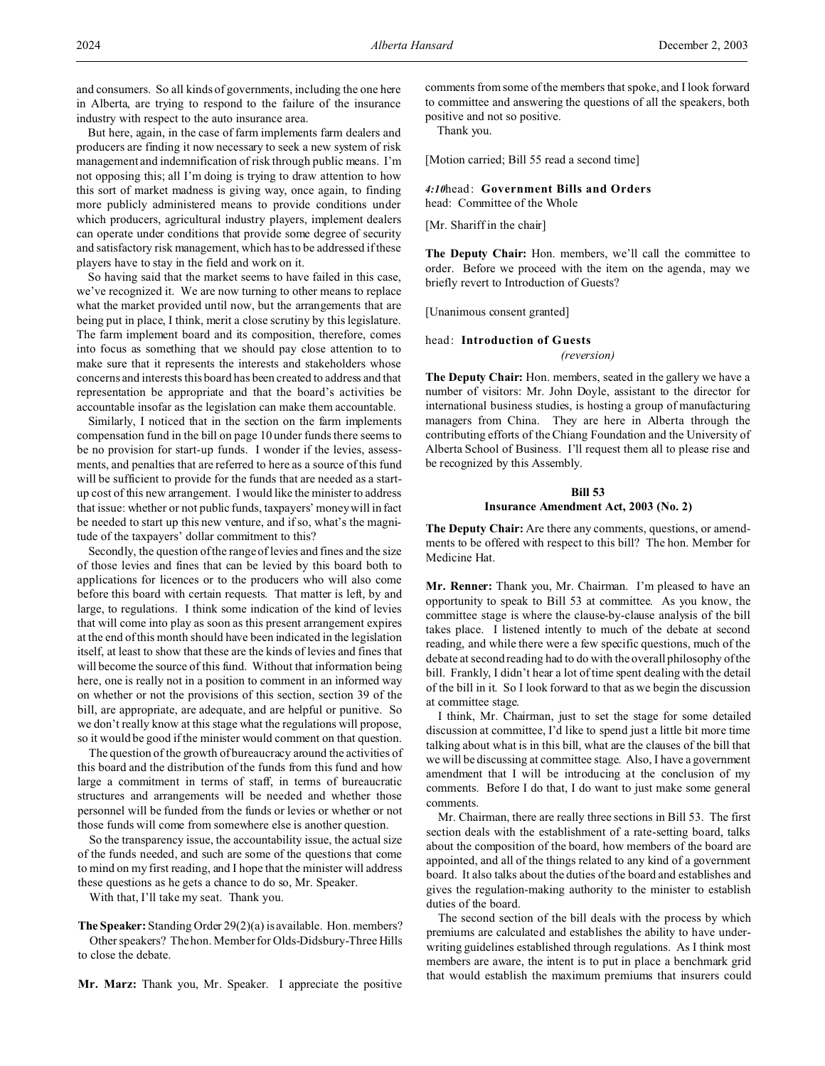and consumers. So all kinds of governments, including the one here in Alberta, are trying to respond to the failure of the insurance industry with respect to the auto insurance area.

But here, again, in the case of farm implements farm dealers and producers are finding it now necessary to seek a new system of risk management and indemnification of risk through public means. I'm not opposing this; all I'm doing is trying to draw attention to how this sort of market madness is giving way, once again, to finding more publicly administered means to provide conditions under which producers, agricultural industry players, implement dealers can operate under conditions that provide some degree of security and satisfactory risk management, which has to be addressed if these players have to stay in the field and work on it.

So having said that the market seems to have failed in this case, we've recognized it. We are now turning to other means to replace what the market provided until now, but the arrangements that are being put in place, I think, merit a close scrutiny by this legislature. The farm implement board and its composition, therefore, comes into focus as something that we should pay close attention to to make sure that it represents the interests and stakeholders whose concerns and interests this board has been created to address and that representation be appropriate and that the board's activities be accountable insofar as the legislation can make them accountable.

Similarly, I noticed that in the section on the farm implements compensation fund in the bill on page 10 under funds there seems to be no provision for start-up funds. I wonder if the levies, assessments, and penalties that are referred to here as a source of this fund will be sufficient to provide for the funds that are needed as a start-up cost of this new arrangement. I would like the minister to address that issue: whether or not public funds, taxpayers' money will in fact be needed to start up this new venture, and if so, what's the magnitude of the taxpayers' dollar commitment to this?

Secondly, the question of the range of levies and fines and the size of those levies and fines that can be levied by this board both to applications for licences or to the producers who will also come before this board with certain requests. That matter is left, by and large, to regulations. I think some indication of the kind of levies that will come into play as soon as this present arrangement expires at the end of this month should have been indicated in the legislation itself, at least to show that these are the kinds of levies and fines that will become the source of this fund. Without that information being here, one is really not in a position to comment in an informed way on whether or not the provisions of this section, section 39 of the bill, are appropriate, are adequate, and are helpful or punitive. So we don't really know at this stage what the regulations will propose, so it would be good if the minister would comment on that question.

The question of the growth of bureaucracy around the activities of this board and the distribution of the funds from this fund and how large a commitment in terms of staff, in terms of bureaucratic structures and arrangements will be needed and whether those personnel will be funded from the funds or levies or whether or not those funds will come from somewhere else is another question.

So the transparency issue, the accountability issue, the actual size of the funds needed, and such are some of the questions that come to mind on my first reading, and I hope that the minister will address these questions as he gets a chance to do so, Mr. Speaker.

With that, I'll take my seat. Thank you.

**The Speaker:** Standing Order 29(2)(a) is available. Hon. members? Other speakers? The hon. Member for Olds-Didsbury-Three Hills to close the debate.

**Mr. Marz:** Thank you, Mr. Speaker. I appreciate the positive comments from some of the members that spoke, and I look forward to committee and answering the questions of all the speakers, both positive and not so positive.

Thank you.

[Motion carried; Bill 55 read a second time]

*4:10* head: **Government Bills and Orders**
head: Committee of the Whole

[Mr. Shariff in the chair]

**The Deputy Chair:** Hon. members, we'll call the committee to order. Before we proceed with the item on the agenda, may we briefly revert to Introduction of Guests?

[Unanimous consent granted]

head: **Introduction of Guests**
*(reversion)*

**The Deputy Chair:** Hon. members, seated in the gallery we have a number of visitors: Mr. John Doyle, assistant to the director for international business studies, is hosting a group of manufacturing managers from China. They are here in Alberta through the contributing efforts of the Chiang Foundation and the University of Alberta School of Business. I'll request them all to please rise and be recognized by this Assembly.

## Bill 53
## Insurance Amendment Act, 2003 (No. 2)

**The Deputy Chair:** Are there any comments, questions, or amendments to be offered with respect to this bill? The hon. Member for Medicine Hat.

**Mr. Renner:** Thank you, Mr. Chairman. I'm pleased to have an opportunity to speak to Bill 53 at committee. As you know, the committee stage is where the clause-by-clause analysis of the bill takes place. I listened intently to much of the debate at second reading, and while there were a few specific questions, much of the debate at second reading had to do with the overall philosophy of the bill. Frankly, I didn't hear a lot of time spent dealing with the detail of the bill in it. So I look forward to that as we begin the discussion at committee stage.

I think, Mr. Chairman, just to set the stage for some detailed discussion at committee, I'd like to spend just a little bit more time talking about what is in this bill, what are the clauses of the bill that we will be discussing at committee stage. Also, I have a government amendment that I will be introducing at the conclusion of my comments. Before I do that, I do want to just make some general comments.

Mr. Chairman, there are really three sections in Bill 53. The first section deals with the establishment of a rate-setting board, talks about the composition of the board, how members of the board are appointed, and all of the things related to any kind of a government board. It also talks about the duties of the board and establishes and gives the regulation-making authority to the minister to establish duties of the board.

The second section of the bill deals with the process by which premiums are calculated and establishes the ability to have underwriting guidelines established through regulations. As I think most members are aware, the intent is to put in place a benchmark grid that would establish the maximum premiums that insurers could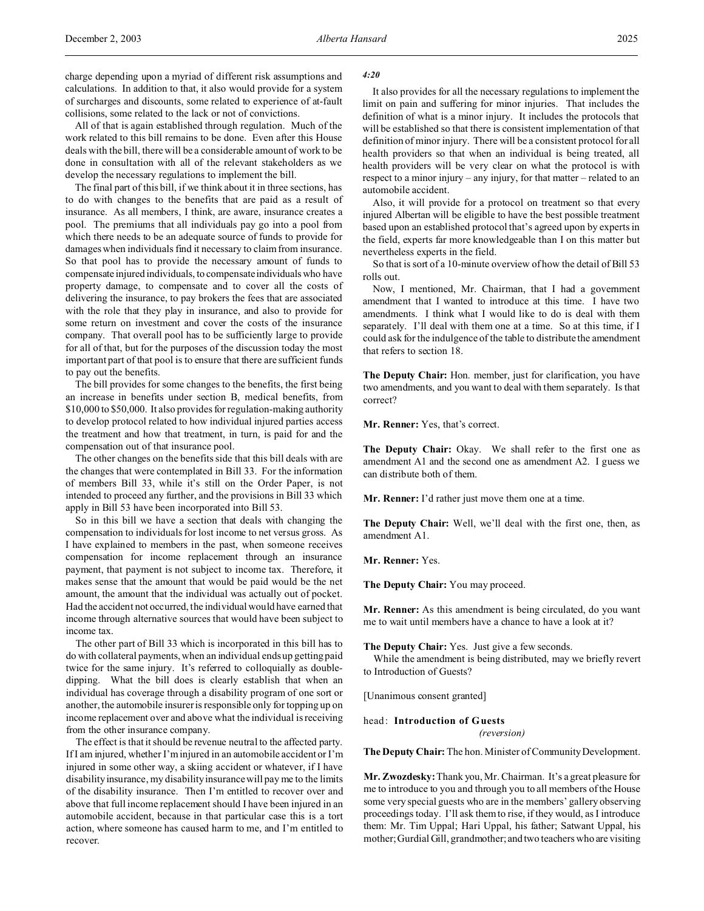charge depending upon a myriad of different risk assumptions and calculations. In addition to that, it also would provide for a system of surcharges and discounts, some related to experience of at-fault collisions, some related to the lack or not of convictions.

All of that is again established through regulation. Much of the work related to this bill remains to be done. Even after this House deals with the bill, there will be a considerable amount of work to be done in consultation with all of the relevant stakeholders as we develop the necessary regulations to implement the bill.

The final part of this bill, if we think about it in three sections, has to do with changes to the benefits that are paid as a result of insurance. As all members, I think, are aware, insurance creates a pool. The premiums that all individuals pay go into a pool from which there needs to be an adequate source of funds to provide for damages when individuals find it necessary to claim from insurance. So that pool has to provide the necessary amount of funds to compensate injured individuals, to compensate individuals who have property damage, to compensate and to cover all the costs of delivering the insurance, to pay brokers the fees that are associated with the role that they play in insurance, and also to provide for some return on investment and cover the costs of the insurance company. That overall pool has to be sufficiently large to provide for all of that, but for the purposes of the discussion today the most important part of that pool is to ensure that there are sufficient funds to pay out the benefits.

The bill provides for some changes to the benefits, the first being an increase in benefits under section B, medical benefits, from $10,000 to $50,000. It also provides for regulation-making authority to develop protocol related to how individual injured parties access the treatment and how that treatment, in turn, is paid for and the compensation out of that insurance pool.

The other changes on the benefits side that this bill deals with are the changes that were contemplated in Bill 33. For the information of members Bill 33, while it's still on the Order Paper, is not intended to proceed any further, and the provisions in Bill 33 which apply in Bill 53 have been incorporated into Bill 53.

So in this bill we have a section that deals with changing the compensation to individuals for lost income to net versus gross. As I have explained to members in the past, when someone receives compensation for income replacement through an insurance payment, that payment is not subject to income tax. Therefore, it makes sense that the amount that would be paid would be the net amount, the amount that the individual was actually out of pocket. Had the accident not occurred, the individual would have earned that income through alternative sources that would have been subject to income tax.

The other part of Bill 33 which is incorporated in this bill has to do with collateral payments, when an individual ends up getting paid twice for the same injury. It's referred to colloquially as double-dipping. What the bill does is clearly establish that when an individual has coverage through a disability program of one sort or another, the automobile insurer is responsible only for topping up on income replacement over and above what the individual is receiving from the other insurance company.

The effect is that it should be revenue neutral to the affected party. If I am injured, whether I'm injured in an automobile accident or I'm injured in some other way, a skiing accident or whatever, if I have disability insurance, my disability insurance will pay me to the limits of the disability insurance. Then I'm entitled to recover over and above that full income replacement should I have been injured in an automobile accident, because in that particular case this is a tort action, where someone has caused harm to me, and I'm entitled to recover.

*4:20*

It also provides for all the necessary regulations to implement the limit on pain and suffering for minor injuries. That includes the definition of what is a minor injury. It includes the protocols that will be established so that there is consistent implementation of that definition of minor injury. There will be a consistent protocol for all health providers so that when an individual is being treated, all health providers will be very clear on what the protocol is with respect to a minor injury – any injury, for that matter – related to an automobile accident.

Also, it will provide for a protocol on treatment so that every injured Albertan will be eligible to have the best possible treatment based upon an established protocol that's agreed upon by experts in the field, experts far more knowledgeable than I on this matter but nevertheless experts in the field.

So that is sort of a 10-minute overview of how the detail of Bill 53 rolls out.

Now, I mentioned, Mr. Chairman, that I had a government amendment that I wanted to introduce at this time. I have two amendments. I think what I would like to do is deal with them separately. I'll deal with them one at a time. So at this time, if I could ask for the indulgence of the table to distribute the amendment that refers to section 18.

**The Deputy Chair:** Hon. member, just for clarification, you have two amendments, and you want to deal with them separately. Is that correct?

**Mr. Renner:** Yes, that's correct.

**The Deputy Chair:** Okay. We shall refer to the first one as amendment A1 and the second one as amendment A2. I guess we can distribute both of them.

**Mr. Renner:** I'd rather just move them one at a time.

**The Deputy Chair:** Well, we'll deal with the first one, then, as amendment A1.

**Mr. Renner:** Yes.

**The Deputy Chair:** You may proceed.

**Mr. Renner:** As this amendment is being circulated, do you want me to wait until members have a chance to have a look at it?

**The Deputy Chair:** Yes. Just give a few seconds.

While the amendment is being distributed, may we briefly revert to Introduction of Guests?

[Unanimous consent granted]

head: **Introduction of Guests**
*(reversion)*

**The Deputy Chair:** The hon. Minister of Community Development.

**Mr. Zwozdesky:** Thank you, Mr. Chairman. It's a great pleasure for me to introduce to you and through you to all members of the House some very special guests who are in the members' gallery observing proceedings today. I'll ask them to rise, if they would, as I introduce them: Mr. Tim Uppal; Hari Uppal, his father; Satwant Uppal, his mother; Gurdial Gill, grandmother; and two teachers who are visiting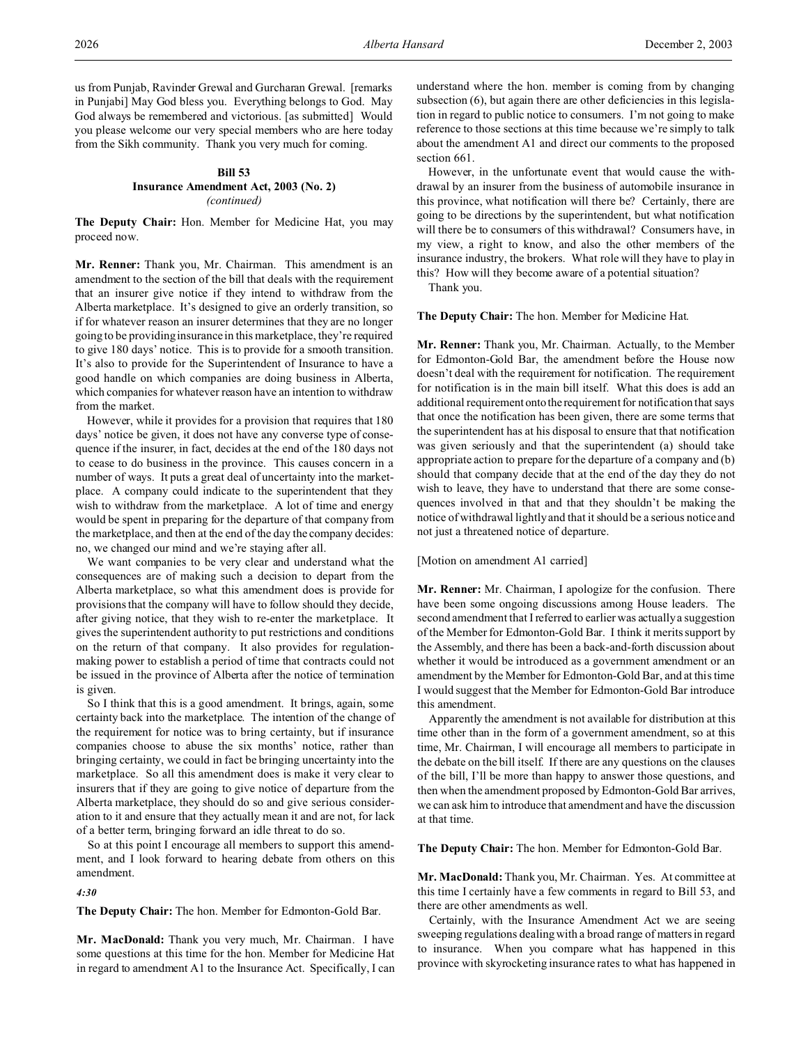us from Punjab, Ravinder Grewal and Gurcharan Grewal. [remarks in Punjabi] May God bless you. Everything belongs to God. May God always be remembered and victorious. [as submitted] Would you please welcome our very special members who are here today from the Sikh community. Thank you very much for coming.

### Bill 53
### Insurance Amendment Act, 2003 (No. 2)
*(continued)*

**The Deputy Chair:** Hon. Member for Medicine Hat, you may proceed now.

**Mr. Renner:** Thank you, Mr. Chairman. This amendment is an amendment to the section of the bill that deals with the requirement that an insurer give notice if they intend to withdraw from the Alberta marketplace. It's designed to give an orderly transition, so if for whatever reason an insurer determines that they are no longer going to be providing insurance in this marketplace, they're required to give 180 days' notice. This is to provide for a smooth transition. It's also to provide for the Superintendent of Insurance to have a good handle on which companies are doing business in Alberta, which companies for whatever reason have an intention to withdraw from the market.

However, while it provides for a provision that requires that 180 days' notice be given, it does not have any converse type of consequence if the insurer, in fact, decides at the end of the 180 days not to cease to do business in the province. This causes concern in a number of ways. It puts a great deal of uncertainty into the marketplace. A company could indicate to the superintendent that they wish to withdraw from the marketplace. A lot of time and energy would be spent in preparing for the departure of that company from the marketplace, and then at the end of the day the company decides: no, we changed our mind and we're staying after all.

We want companies to be very clear and understand what the consequences are of making such a decision to depart from the Alberta marketplace, so what this amendment does is provide for provisions that the company will have to follow should they decide, after giving notice, that they wish to re-enter the marketplace. It gives the superintendent authority to put restrictions and conditions on the return of that company. It also provides for regulation-making power to establish a period of time that contracts could not be issued in the province of Alberta after the notice of termination is given.

So I think that this is a good amendment. It brings, again, some certainty back into the marketplace. The intention of the change of the requirement for notice was to bring certainty, but if insurance companies choose to abuse the six months' notice, rather than bringing certainty, we could in fact be bringing uncertainty into the marketplace. So all this amendment does is make it very clear to insurers that if they are going to give notice of departure from the Alberta marketplace, they should do so and give serious consideration to it and ensure that they actually mean it and are not, for lack of a better term, bringing forward an idle threat to do so.

So at this point I encourage all members to support this amendment, and I look forward to hearing debate from others on this amendment.

*4:30*

**The Deputy Chair:** The hon. Member for Edmonton-Gold Bar.

**Mr. MacDonald:** Thank you very much, Mr. Chairman. I have some questions at this time for the hon. Member for Medicine Hat in regard to amendment A1 to the Insurance Act. Specifically, I can understand where the hon. member is coming from by changing subsection (6), but again there are other deficiencies in this legislation in regard to public notice to consumers. I'm not going to make reference to those sections at this time because we're simply to talk about the amendment A1 and direct our comments to the proposed section 661.

However, in the unfortunate event that would cause the withdrawal by an insurer from the business of automobile insurance in this province, what notification will there be? Certainly, there are going to be directions by the superintendent, but what notification will there be to consumers of this withdrawal? Consumers have, in my view, a right to know, and also the other members of the insurance industry, the brokers. What role will they have to play in this? How will they become aware of a potential situation?

Thank you.

**The Deputy Chair:** The hon. Member for Medicine Hat.

**Mr. Renner:** Thank you, Mr. Chairman. Actually, to the Member for Edmonton-Gold Bar, the amendment before the House now doesn't deal with the requirement for notification. The requirement for notification is in the main bill itself. What this does is add an additional requirement onto the requirement for notification that says that once the notification has been given, there are some terms that the superintendent has at his disposal to ensure that that notification was given seriously and that the superintendent (a) should take appropriate action to prepare for the departure of a company and (b) should that company decide that at the end of the day they do not wish to leave, they have to understand that there are some consequences involved in that and that they shouldn't be making the notice of withdrawal lightly and that it should be a serious notice and not just a threatened notice of departure.

[Motion on amendment A1 carried]

**Mr. Renner:** Mr. Chairman, I apologize for the confusion. There have been some ongoing discussions among House leaders. The second amendment that I referred to earlier was actually a suggestion of the Member for Edmonton-Gold Bar. I think it merits support by the Assembly, and there has been a back-and-forth discussion about whether it would be introduced as a government amendment or an amendment by the Member for Edmonton-Gold Bar, and at this time I would suggest that the Member for Edmonton-Gold Bar introduce this amendment.

Apparently the amendment is not available for distribution at this time other than in the form of a government amendment, so at this time, Mr. Chairman, I will encourage all members to participate in the debate on the bill itself. If there are any questions on the clauses of the bill, I'll be more than happy to answer those questions, and then when the amendment proposed by Edmonton-Gold Bar arrives, we can ask him to introduce that amendment and have the discussion at that time.

**The Deputy Chair:** The hon. Member for Edmonton-Gold Bar.

**Mr. MacDonald:** Thank you, Mr. Chairman. Yes. At committee at this time I certainly have a few comments in regard to Bill 53, and there are other amendments as well.

Certainly, with the Insurance Amendment Act we are seeing sweeping regulations dealing with a broad range of matters in regard to insurance. When you compare what has happened in this province with skyrocketing insurance rates to what has happened in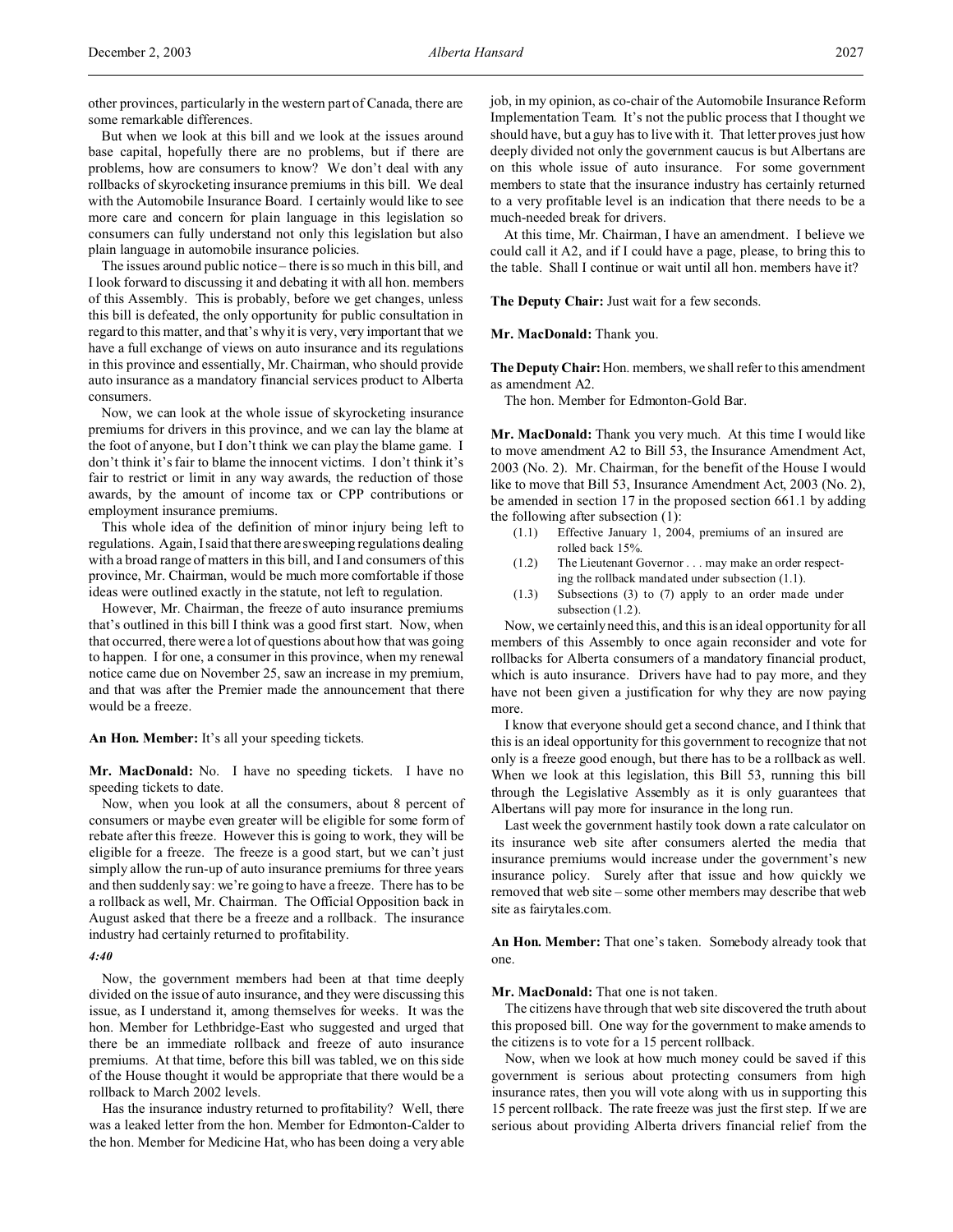other provinces, particularly in the western part of Canada, there are some remarkable differences.

But when we look at this bill and we look at the issues around base capital, hopefully there are no problems, but if there are problems, how are consumers to know? We don't deal with any rollbacks of skyrocketing insurance premiums in this bill. We deal with the Automobile Insurance Board. I certainly would like to see more care and concern for plain language in this legislation so consumers can fully understand not only this legislation but also plain language in automobile insurance policies.

The issues around public notice – there is so much in this bill, and I look forward to discussing it and debating it with all hon. members of this Assembly. This is probably, before we get changes, unless this bill is defeated, the only opportunity for public consultation in regard to this matter, and that's why it is very, very important that we have a full exchange of views on auto insurance and its regulations in this province and essentially, Mr. Chairman, who should provide auto insurance as a mandatory financial services product to Alberta consumers.

Now, we can look at the whole issue of skyrocketing insurance premiums for drivers in this province, and we can lay the blame at the foot of anyone, but I don't think we can play the blame game. I don't think it's fair to blame the innocent victims. I don't think it's fair to restrict or limit in any way awards, the reduction of those awards, by the amount of income tax or CPP contributions or employment insurance premiums.

This whole idea of the definition of minor injury being left to regulations. Again, I said that there are sweeping regulations dealing with a broad range of matters in this bill, and I and consumers of this province, Mr. Chairman, would be much more comfortable if those ideas were outlined exactly in the statute, not left to regulation.

However, Mr. Chairman, the freeze of auto insurance premiums that's outlined in this bill I think was a good first start. Now, when that occurred, there were a lot of questions about how that was going to happen. I for one, a consumer in this province, when my renewal notice came due on November 25, saw an increase in my premium, and that was after the Premier made the announcement that there would be a freeze.

**An Hon. Member:** It's all your speeding tickets.

**Mr. MacDonald:** No. I have no speeding tickets. I have no speeding tickets to date.

Now, when you look at all the consumers, about 8 percent of consumers or maybe even greater will be eligible for some form of rebate after this freeze. However this is going to work, they will be eligible for a freeze. The freeze is a good start, but we can't just simply allow the run-up of auto insurance premiums for three years and then suddenly say: we're going to have a freeze. There has to be a rollback as well, Mr. Chairman. The Official Opposition back in August asked that there be a freeze and a rollback. The insurance industry had certainly returned to profitability.

*4:40*

Now, the government members had been at that time deeply divided on the issue of auto insurance, and they were discussing this issue, as I understand it, among themselves for weeks. It was the hon. Member for Lethbridge-East who suggested and urged that there be an immediate rollback and freeze of auto insurance premiums. At that time, before this bill was tabled, we on this side of the House thought it would be appropriate that there would be a rollback to March 2002 levels.

Has the insurance industry returned to profitability? Well, there was a leaked letter from the hon. Member for Edmonton-Calder to the hon. Member for Medicine Hat, who has been doing a very able job, in my opinion, as co-chair of the Automobile Insurance Reform Implementation Team. It's not the public process that I thought we should have, but a guy has to live with it. That letter proves just how deeply divided not only the government caucus is but Albertans are on this whole issue of auto insurance. For some government members to state that the insurance industry has certainly returned to a very profitable level is an indication that there needs to be a much-needed break for drivers.

At this time, Mr. Chairman, I have an amendment. I believe we could call it A2, and if I could have a page, please, to bring this to the table. Shall I continue or wait until all hon. members have it?

**The Deputy Chair:** Just wait for a few seconds.

**Mr. MacDonald:** Thank you.

**The Deputy Chair:** Hon. members, we shall refer to this amendment as amendment A2.

The hon. Member for Edmonton-Gold Bar.

**Mr. MacDonald:** Thank you very much. At this time I would like to move amendment A2 to Bill 53, the Insurance Amendment Act, 2003 (No. 2). Mr. Chairman, for the benefit of the House I would like to move that Bill 53, Insurance Amendment Act, 2003 (No. 2), be amended in section 17 in the proposed section 661.1 by adding the following after subsection (1):

> (1.1) Effective January 1, 2004, premiums of an insured are rolled back 15%.
>
> (1.2) The Lieutenant Governor . . . may make an order respecting the rollback mandated under subsection (1.1).
>
> (1.3) Subsections (3) to (7) apply to an order made under subsection (1.2).

Now, we certainly need this, and this is an ideal opportunity for all members of this Assembly to once again reconsider and vote for rollbacks for Alberta consumers of a mandatory financial product, which is auto insurance. Drivers have had to pay more, and they have not been given a justification for why they are now paying more.

I know that everyone should get a second chance, and I think that this is an ideal opportunity for this government to recognize that not only is a freeze good enough, but there has to be a rollback as well. When we look at this legislation, this Bill 53, running this bill through the Legislative Assembly as it is only guarantees that Albertans will pay more for insurance in the long run.

Last week the government hastily took down a rate calculator on its insurance web site after consumers alerted the media that insurance premiums would increase under the government's new insurance policy. Surely after that issue and how quickly we removed that web site – some other members may describe that web site as fairytales.com.

**An Hon. Member:** That one's taken. Somebody already took that one.

**Mr. MacDonald:** That one is not taken.

The citizens have through that web site discovered the truth about this proposed bill. One way for the government to make amends to the citizens is to vote for a 15 percent rollback.

Now, when we look at how much money could be saved if this government is serious about protecting consumers from high insurance rates, then you will vote along with us in supporting this 15 percent rollback. The rate freeze was just the first step. If we are serious about providing Alberta drivers financial relief from the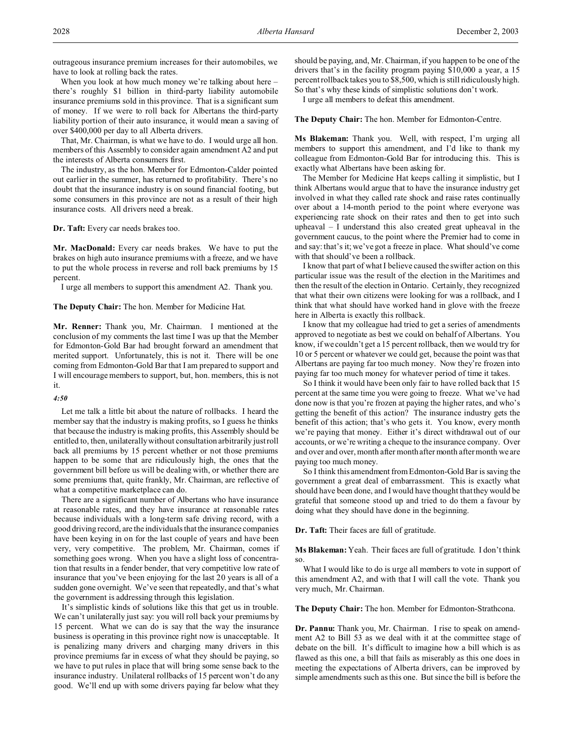outrageous insurance premium increases for their automobiles, we have to look at rolling back the rates.

When you look at how much money we're talking about here – there's roughly $1 billion in third-party liability automobile insurance premiums sold in this province. That is a significant sum of money. If we were to roll back for Albertans the third-party liability portion of their auto insurance, it would mean a saving of over $400,000 per day to all Alberta drivers.

That, Mr. Chairman, is what we have to do. I would urge all hon. members of this Assembly to consider again amendment A2 and put the interests of Alberta consumers first.

The industry, as the hon. Member for Edmonton-Calder pointed out earlier in the summer, has returned to profitability. There's no doubt that the insurance industry is on sound financial footing, but some consumers in this province are not as a result of their high insurance costs. All drivers need a break.

**Dr. Taft:** Every car needs brakes too.

**Mr. MacDonald:** Every car needs brakes. We have to put the brakes on high auto insurance premiums with a freeze, and we have to put the whole process in reverse and roll back premiums by 15 percent.

I urge all members to support this amendment A2. Thank you.

**The Deputy Chair:** The hon. Member for Medicine Hat.

**Mr. Renner:** Thank you, Mr. Chairman. I mentioned at the conclusion of my comments the last time I was up that the Member for Edmonton-Gold Bar had brought forward an amendment that merited support. Unfortunately, this is not it. There will be one coming from Edmonton-Gold Bar that I am prepared to support and I will encourage members to support, but, hon. members, this is not it.

*4:50*

Let me talk a little bit about the nature of rollbacks. I heard the member say that the industry is making profits, so I guess he thinks that because the industry is making profits, this Assembly should be entitled to, then, unilaterally without consultation arbitrarily just roll back all premiums by 15 percent whether or not those premiums happen to be some that are ridiculously high, the ones that the government bill before us will be dealing with, or whether there are some premiums that, quite frankly, Mr. Chairman, are reflective of what a competitive marketplace can do.

There are a significant number of Albertans who have insurance at reasonable rates, and they have insurance at reasonable rates because individuals with a long-term safe driving record, with a good driving record, are the individuals that the insurance companies have been keying in on for the last couple of years and have been very, very competitive. The problem, Mr. Chairman, comes if something goes wrong. When you have a slight loss of concentration that results in a fender bender, that very competitive low rate of insurance that you've been enjoying for the last 20 years is all of a sudden gone overnight. We've seen that repeatedly, and that's what the government is addressing through this legislation.

It's simplistic kinds of solutions like this that get us in trouble. We can't unilaterally just say: you will roll back your premiums by 15 percent. What we can do is say that the way the insurance business is operating in this province right now is unacceptable. It is penalizing many drivers and charging many drivers in this province premiums far in excess of what they should be paying, so we have to put rules in place that will bring some sense back to the insurance industry. Unilateral rollbacks of 15 percent won't do any good. We'll end up with some drivers paying far below what they should be paying, and, Mr. Chairman, if you happen to be one of the drivers that's in the facility program paying $10,000 a year, a 15 percent rollback takes you to $8,500, which is still ridiculously high. So that's why these kinds of simplistic solutions don't work.

I urge all members to defeat this amendment.

**The Deputy Chair:** The hon. Member for Edmonton-Centre.

**Ms Blakeman:** Thank you. Well, with respect, I'm urging all members to support this amendment, and I'd like to thank my colleague from Edmonton-Gold Bar for introducing this. This is exactly what Albertans have been asking for.

The Member for Medicine Hat keeps calling it simplistic, but I think Albertans would argue that to have the insurance industry get involved in what they called rate shock and raise rates continually over about a 14-month period to the point where everyone was experiencing rate shock on their rates and then to get into such upheaval – I understand this also created great upheaval in the government caucus, to the point where the Premier had to come in and say: that's it; we've got a freeze in place. What should've come with that should've been a rollback.

I know that part of what I believe caused the swifter action on this particular issue was the result of the election in the Maritimes and then the result of the election in Ontario. Certainly, they recognized that what their own citizens were looking for was a rollback, and I think that what should have worked hand in glove with the freeze here in Alberta is exactly this rollback.

I know that my colleague had tried to get a series of amendments approved to negotiate as best we could on behalf of Albertans. You know, if we couldn't get a 15 percent rollback, then we would try for 10 or 5 percent or whatever we could get, because the point was that Albertans are paying far too much money. Now they're frozen into paying far too much money for whatever period of time it takes.

So I think it would have been only fair to have rolled back that 15 percent at the same time you were going to freeze. What we've had done now is that you're frozen at paying the higher rates, and who's getting the benefit of this action? The insurance industry gets the benefit of this action; that's who gets it. You know, every month we're paying that money. Either it's direct withdrawal out of our accounts, or we're writing a cheque to the insurance company. Over and over and over, month after month after month after month we are paying too much money.

So I think this amendment from Edmonton-Gold Bar is saving the government a great deal of embarrassment. This is exactly what should have been done, and I would have thought that they would be grateful that someone stood up and tried to do them a favour by doing what they should have done in the beginning.

**Dr. Taft:** Their faces are full of gratitude.

**Ms Blakeman:** Yeah. Their faces are full of gratitude. I don't think so.

What I would like to do is urge all members to vote in support of this amendment A2, and with that I will call the vote. Thank you very much, Mr. Chairman.

**The Deputy Chair:** The hon. Member for Edmonton-Strathcona.

**Dr. Pannu:** Thank you, Mr. Chairman. I rise to speak on amendment A2 to Bill 53 as we deal with it at the committee stage of debate on the bill. It's difficult to imagine how a bill which is as flawed as this one, a bill that fails as miserably as this one does in meeting the expectations of Alberta drivers, can be improved by simple amendments such as this one. But since the bill is before the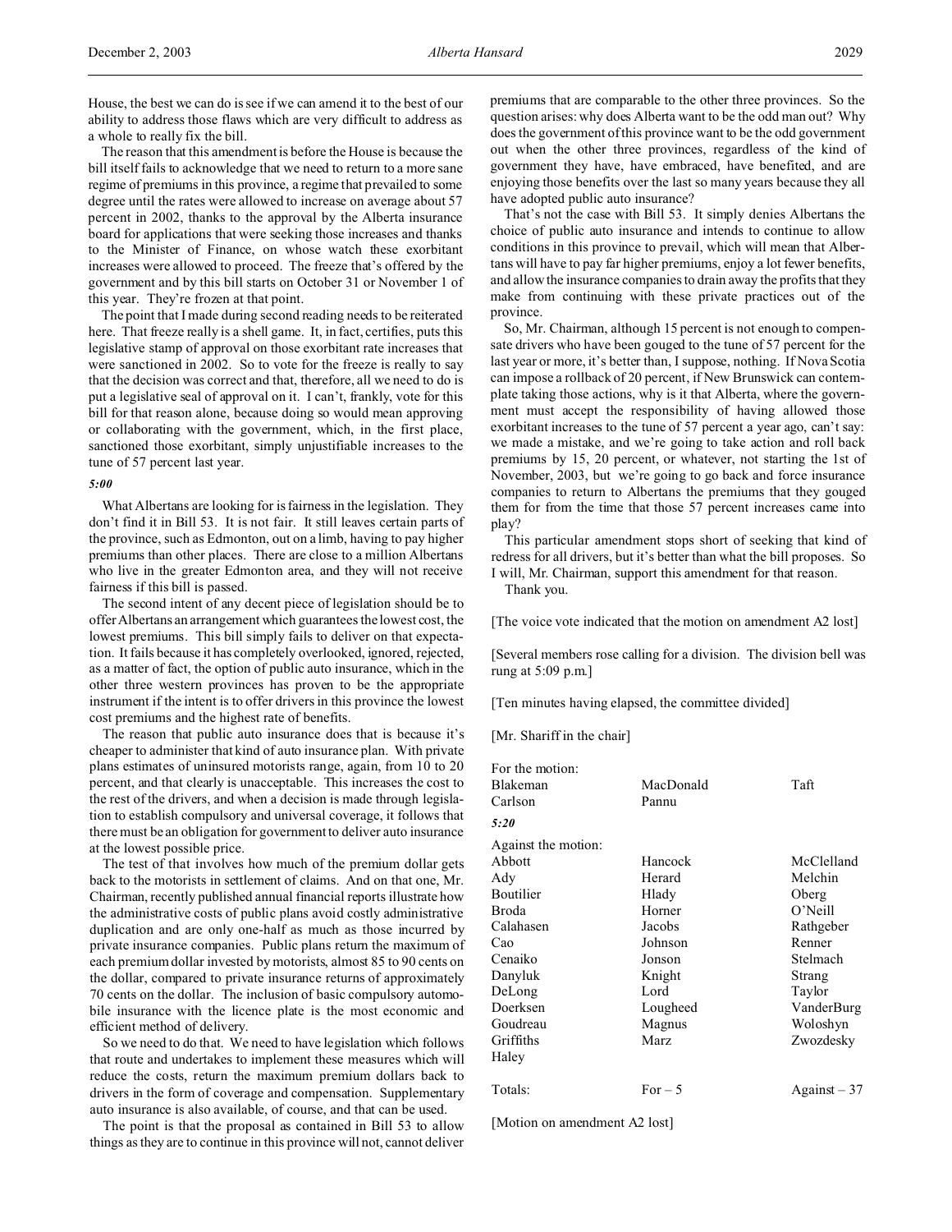House, the best we can do is see if we can amend it to the best of our ability to address those flaws which are very difficult to address as a whole to really fix the bill.

The reason that this amendment is before the House is because the bill itself fails to acknowledge that we need to return to a more sane regime of premiums in this province, a regime that prevailed to some degree until the rates were allowed to increase on average about 57 percent in 2002, thanks to the approval by the Alberta insurance board for applications that were seeking those increases and thanks to the Minister of Finance, on whose watch these exorbitant increases were allowed to proceed. The freeze that's offered by the government and by this bill starts on October 31 or November 1 of this year. They're frozen at that point.

The point that I made during second reading needs to be reiterated here. That freeze really is a shell game. It, in fact, certifies, puts this legislative stamp of approval on those exorbitant rate increases that were sanctioned in 2002. So to vote for the freeze is really to say that the decision was correct and that, therefore, all we need to do is put a legislative seal of approval on it. I can't, frankly, vote for this bill for that reason alone, because doing so would mean approving or collaborating with the government, which, in the first place, sanctioned those exorbitant, simply unjustifiable increases to the tune of 57 percent last year.

*5:00*

What Albertans are looking for is fairness in the legislation. They don't find it in Bill 53. It is not fair. It still leaves certain parts of the province, such as Edmonton, out on a limb, having to pay higher premiums than other places. There are close to a million Albertans who live in the greater Edmonton area, and they will not receive fairness if this bill is passed.

The second intent of any decent piece of legislation should be to offer Albertans an arrangement which guarantees the lowest cost, the lowest premiums. This bill simply fails to deliver on that expectation. It fails because it has completely overlooked, ignored, rejected, as a matter of fact, the option of public auto insurance, which in the other three western provinces has proven to be the appropriate instrument if the intent is to offer drivers in this province the lowest cost premiums and the highest rate of benefits.

The reason that public auto insurance does that is because it's cheaper to administer that kind of auto insurance plan. With private plans estimates of uninsured motorists range, again, from 10 to 20 percent, and that clearly is unacceptable. This increases the cost to the rest of the drivers, and when a decision is made through legislation to establish compulsory and universal coverage, it follows that there must be an obligation for government to deliver auto insurance at the lowest possible price.

The test of that involves how much of the premium dollar gets back to the motorists in settlement of claims. And on that one, Mr. Chairman, recently published annual financial reports illustrate how the administrative costs of public plans avoid costly administrative duplication and are only one-half as much as those incurred by private insurance companies. Public plans return the maximum of each premium dollar invested by motorists, almost 85 to 90 cents on the dollar, compared to private insurance returns of approximately 70 cents on the dollar. The inclusion of basic compulsory automobile insurance with the licence plate is the most economic and efficient method of delivery.

So we need to do that. We need to have legislation which follows that route and undertakes to implement these measures which will reduce the costs, return the maximum premium dollars back to drivers in the form of coverage and compensation. Supplementary auto insurance is also available, of course, and that can be used.

The point is that the proposal as contained in Bill 53 to allow things as they are to continue in this province will not, cannot deliver premiums that are comparable to the other three provinces. So the question arises: why does Alberta want to be the odd man out? Why does the government of this province want to be the odd government out when the other three provinces, regardless of the kind of government they have, have embraced, have benefited, and are enjoying those benefits over the last so many years because they all have adopted public auto insurance?

That's not the case with Bill 53. It simply denies Albertans the choice of public auto insurance and intends to continue to allow conditions in this province to prevail, which will mean that Albertans will have to pay far higher premiums, enjoy a lot fewer benefits, and allow the insurance companies to drain away the profits that they make from continuing with these private practices out of the province.

So, Mr. Chairman, although 15 percent is not enough to compensate drivers who have been gouged to the tune of 57 percent for the last year or more, it's better than, I suppose, nothing. If Nova Scotia can impose a rollback of 20 percent, if New Brunswick can contemplate taking those actions, why is it that Alberta, where the government must accept the responsibility of having allowed those exorbitant increases to the tune of 57 percent a year ago, can't say: we made a mistake, and we're going to take action and roll back premiums by 15, 20 percent, or whatever, not starting the 1st of November, 2003, but we're going to go back and force insurance companies to return to Albertans the premiums that they gouged them for from the time that those 57 percent increases came into play?

This particular amendment stops short of seeking that kind of redress for all drivers, but it's better than what the bill proposes. So I will, Mr. Chairman, support this amendment for that reason.

Thank you.

[The voice vote indicated that the motion on amendment A2 lost]

[Several members rose calling for a division. The division bell was rung at 5:09 p.m.]

[Ten minutes having elapsed, the committee divided]

[Mr. Shariff in the chair]

For the motion:

| | | |
|---|---|---|
| Blakeman | MacDonald | Taft |
| Carlson | Pannu | |

*5:20*

Against the motion:

| | | |
|---|---|---|
| Abbott | Hancock | McClelland |
| Ady | Herard | Melchin |
| Boutilier | Hlady | Oberg |
| Broda | Horner | O'Neill |
| Calahasen | Jacobs | Rathgeber |
| Cao | Johnson | Renner |
| Cenaiko | Jonson | Stelmach |
| Danyluk | Knight | Strang |
| DeLong | Lord | Taylor |
| Doerksen | Lougheed | VanderBurg |
| Goudreau | Magnus | Woloshyn |
| Griffiths | Marz | Zwozdesky |
| Haley | | |

Totals: For – 5 Against – 37

[Motion on amendment A2 lost]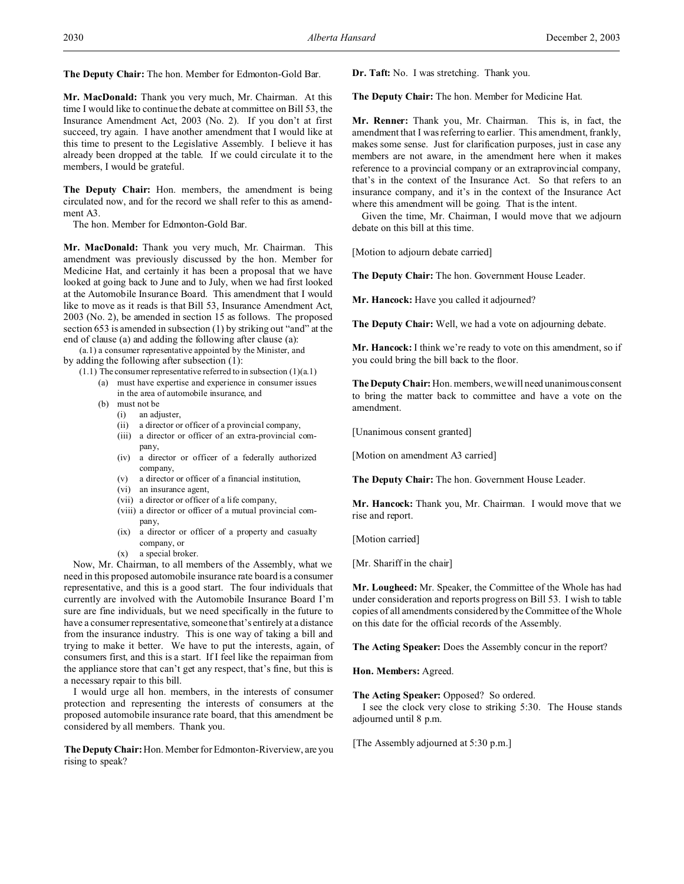**The Deputy Chair:** The hon. Member for Edmonton-Gold Bar.

**Mr. MacDonald:** Thank you very much, Mr. Chairman. At this time I would like to continue the debate at committee on Bill 53, the Insurance Amendment Act, 2003 (No. 2). If you don't at first succeed, try again. I have another amendment that I would like at this time to present to the Legislative Assembly. I believe it has already been dropped at the table. If we could circulate it to the members, I would be grateful.

**The Deputy Chair:** Hon. members, the amendment is being circulated now, and for the record we shall refer to this as amendment A3.

The hon. Member for Edmonton-Gold Bar.

**Mr. MacDonald:** Thank you very much, Mr. Chairman. This amendment was previously discussed by the hon. Member for Medicine Hat, and certainly it has been a proposal that we have looked at going back to June and to July, when we had first looked at the Automobile Insurance Board. This amendment that I would like to move as it reads is that Bill 53, Insurance Amendment Act, 2003 (No. 2), be amended in section 15 as follows. The proposed section 653 is amended in subsection (1) by striking out "and" at the end of clause (a) and adding the following after clause (a):

(a.1) a consumer representative appointed by the Minister, and

by adding the following after subsection (1):

(1.1) The consumer representative referred to in subsection (1)(a.1)

- (a) must have expertise and experience in consumer issues in the area of automobile insurance, and
- (b) must not be
  - (i) an adjuster,
  - (ii) a director or officer of a provincial company,
  - (iii) a director or officer of an extra-provincial company,
  - (iv) a director or officer of a federally authorized company,
  - (v) a director or officer of a financial institution,
  - (vi) an insurance agent,
  - (vii) a director or officer of a life company,
  - (viii) a director or officer of a mutual provincial company,
  - (ix) a director or officer of a property and casualty company, or
  - (x) a special broker.

Now, Mr. Chairman, to all members of the Assembly, what we need in this proposed automobile insurance rate board is a consumer representative, and this is a good start. The four individuals that currently are involved with the Automobile Insurance Board I'm sure are fine individuals, but we need specifically in the future to have a consumer representative, someone that's entirely at a distance from the insurance industry. This is one way of taking a bill and trying to make it better. We have to put the interests, again, of consumers first, and this is a start. If I feel like the repairman from the appliance store that can't get any respect, that's fine, but this is a necessary repair to this bill.

I would urge all hon. members, in the interests of consumer protection and representing the interests of consumers at the proposed automobile insurance rate board, that this amendment be considered by all members. Thank you.

**The Deputy Chair:** Hon. Member for Edmonton-Riverview, are you rising to speak?

**Dr. Taft:** No. I was stretching. Thank you.

**The Deputy Chair:** The hon. Member for Medicine Hat.

**Mr. Renner:** Thank you, Mr. Chairman. This is, in fact, the amendment that I was referring to earlier. This amendment, frankly, makes some sense. Just for clarification purposes, just in case any members are not aware, in the amendment here when it makes reference to a provincial company or an extraprovincial company, that's in the context of the Insurance Act. So that refers to an insurance company, and it's in the context of the Insurance Act where this amendment will be going. That is the intent.

Given the time, Mr. Chairman, I would move that we adjourn debate on this bill at this time.

[Motion to adjourn debate carried]

**The Deputy Chair:** The hon. Government House Leader.

**Mr. Hancock:** Have you called it adjourned?

**The Deputy Chair:** Well, we had a vote on adjourning debate.

**Mr. Hancock:** I think we're ready to vote on this amendment, so if you could bring the bill back to the floor.

**The Deputy Chair:** Hon. members, we will need unanimous consent to bring the matter back to committee and have a vote on the amendment.

[Unanimous consent granted]

[Motion on amendment A3 carried]

**The Deputy Chair:** The hon. Government House Leader.

**Mr. Hancock:** Thank you, Mr. Chairman. I would move that we rise and report.

[Motion carried]

[Mr. Shariff in the chair]

**Mr. Lougheed:** Mr. Speaker, the Committee of the Whole has had under consideration and reports progress on Bill 53. I wish to table copies of all amendments considered by the Committee of the Whole on this date for the official records of the Assembly.

**The Acting Speaker:** Does the Assembly concur in the report?

**Hon. Members:** Agreed.

**The Acting Speaker:** Opposed? So ordered.

I see the clock very close to striking 5:30. The House stands adjourned until 8 p.m.

[The Assembly adjourned at 5:30 p.m.]